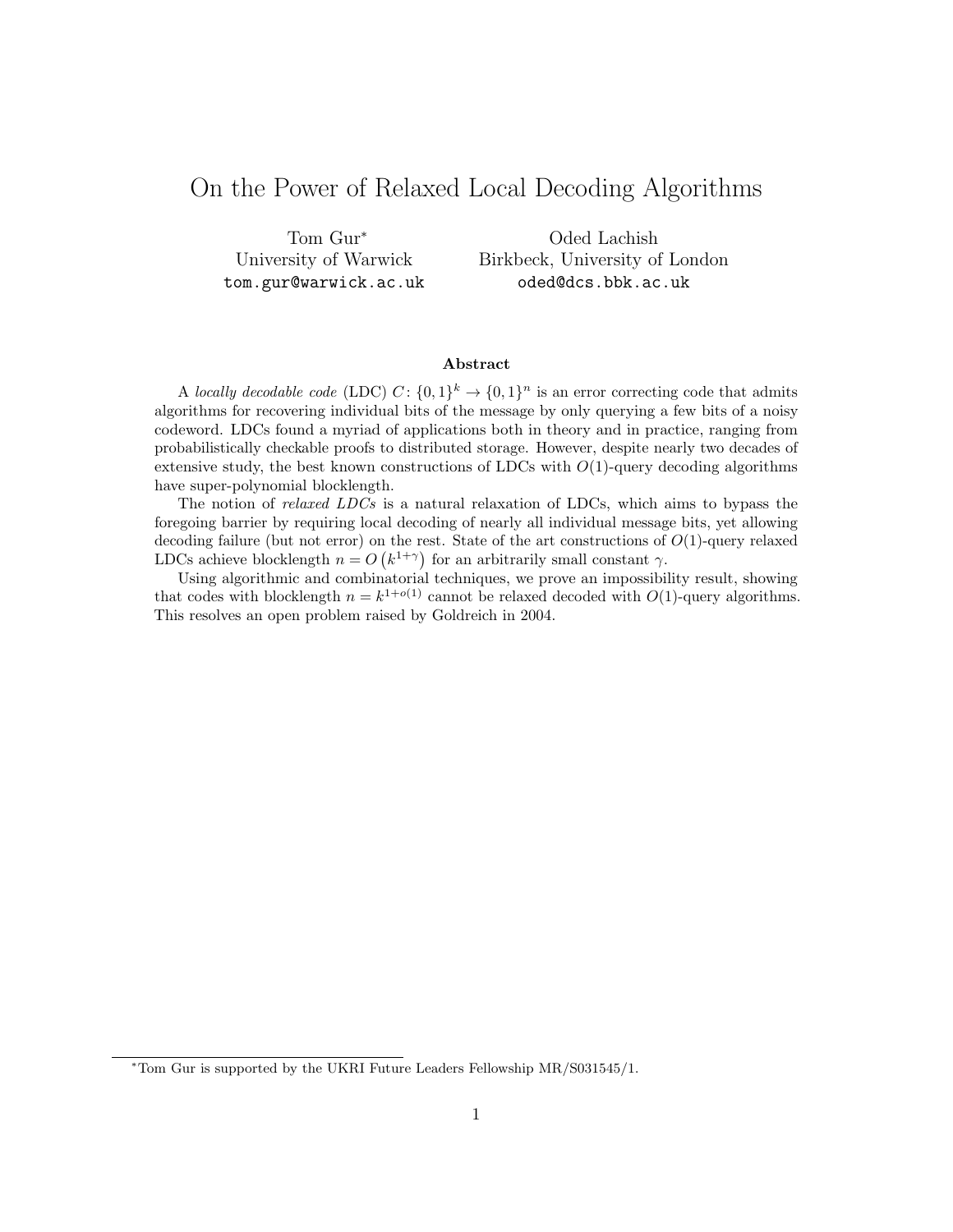# On the Power of Relaxed Local Decoding Algorithms

Tom Gur*
University of Warwick
tom.gur@warwick.ac.uk

Oded Lachish
Birkbeck, University of London
oded@dcs.bbk.ac.uk

### Abstract

A *locally decodable code* (LDC) $C\colon \{0,1\}^k \to \{0,1\}^n$ is an error correcting code that admits algorithms for recovering individual bits of the message by only querying a few bits of a noisy codeword. LDCs found a myriad of applications both in theory and in practice, ranging from probabilistically checkable proofs to distributed storage. However, despite nearly two decades of extensive study, the best known constructions of LDCs with $O(1)$-query decoding algorithms have super-polynomial blocklength.

The notion of *relaxed LDCs* is a natural relaxation of LDCs, which aims to bypass the foregoing barrier by requiring local decoding of nearly all individual message bits, yet allowing decoding failure (but not error) on the rest. State of the art constructions of $O(1)$-query relaxed LDCs achieve blocklength $n = O\left(k^{1+\gamma}\right)$ for an arbitrarily small constant $\gamma$.

Using algorithmic and combinatorial techniques, we prove an impossibility result, showing that codes with blocklength $n = k^{1+o(1)}$ cannot be relaxed decoded with $O(1)$-query algorithms. This resolves an open problem raised by Goldreich in 2004.

*Tom Gur is supported by the UKRI Future Leaders Fellowship MR/S031545/1.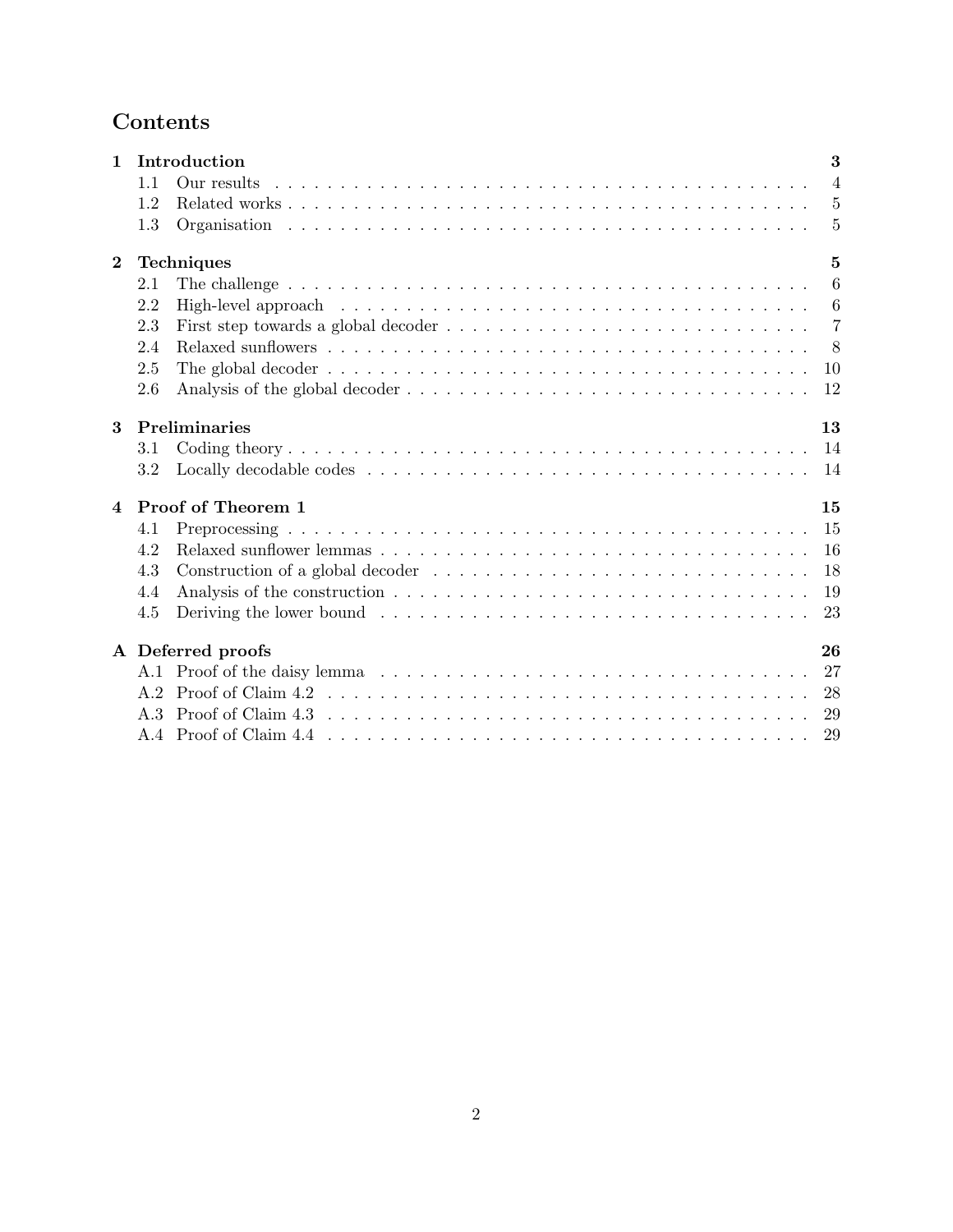# Contents

**1 Introduction** — **3**
- 1.1 Our results — 4
- 1.2 Related works — 5
- 1.3 Organisation — 5

**2 Techniques** — **5**
- 2.1 The challenge — 6
- 2.2 High-level approach — 6
- 2.3 First step towards a global decoder — 7
- 2.4 Relaxed sunflowers — 8
- 2.5 The global decoder — 10
- 2.6 Analysis of the global decoder — 12

**3 Preliminaries** — **13**
- 3.1 Coding theory — 14
- 3.2 Locally decodable codes — 14

**4 Proof of Theorem 1** — **15**
- 4.1 Preprocessing — 15
- 4.2 Relaxed sunflower lemmas — 16
- 4.3 Construction of a global decoder — 18
- 4.4 Analysis of the construction — 19
- 4.5 Deriving the lower bound — 23

**A Deferred proofs** — **26**
- A.1 Proof of the daisy lemma — 27
- A.2 Proof of Claim 4.2 — 28
- A.3 Proof of Claim 4.3 — 29
- A.4 Proof of Claim 4.4 — 29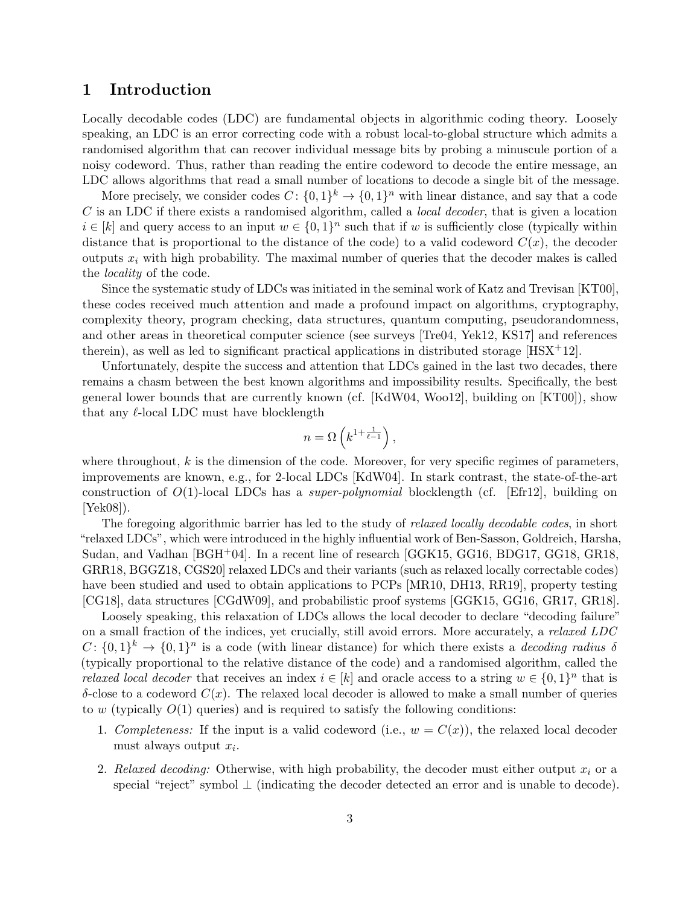## 1 Introduction

Locally decodable codes (LDC) are fundamental objects in algorithmic coding theory. Loosely speaking, an LDC is an error correcting code with a robust local-to-global structure which admits a randomised algorithm that can recover individual message bits by probing a minuscule portion of a noisy codeword. Thus, rather than reading the entire codeword to decode the entire message, an LDC allows algorithms that read a small number of locations to decode a single bit of the message.

More precisely, we consider codes $C\colon \{0,1\}^k \to \{0,1\}^n$ with linear distance, and say that a code $C$ is an LDC if there exists a randomised algorithm, called a *local decoder*, that is given a location $i \in [k]$ and query access to an input $w \in \{0,1\}^n$ such that if $w$ is sufficiently close (typically within distance that is proportional to the distance of the code) to a valid codeword $C(x)$, the decoder outputs $x_i$ with high probability. The maximal number of queries that the decoder makes is called the *locality* of the code.

Since the systematic study of LDCs was initiated in the seminal work of Katz and Trevisan [KT00], these codes received much attention and made a profound impact on algorithms, cryptography, complexity theory, program checking, data structures, quantum computing, pseudorandomness, and other areas in theoretical computer science (see surveys [Tre04, Yek12, KS17] and references therein), as well as led to significant practical applications in distributed storage [HSX+12].

Unfortunately, despite the success and attention that LDCs gained in the last two decades, there remains a chasm between the best known algorithms and impossibility results. Specifically, the best general lower bounds that are currently known (cf. [KdW04, Woo12], building on [KT00]), show that any $\ell$-local LDC must have blocklength

$$n = \Omega\left(k^{1+\frac{1}{\ell-1}}\right),$$

where throughout, $k$ is the dimension of the code. Moreover, for very specific regimes of parameters, improvements are known, e.g., for 2-local LDCs [KdW04]. In stark contrast, the state-of-the-art construction of $O(1)$-local LDCs has a *super-polynomial* blocklength (cf. [Efr12], building on [Yek08]).

The foregoing algorithmic barrier has led to the study of *relaxed locally decodable codes*, in short "relaxed LDCs", which were introduced in the highly influential work of Ben-Sasson, Goldreich, Harsha, Sudan, and Vadhan [BGH+04]. In a recent line of research [GGK15, GG16, BDG17, GG18, GR18, GRR18, BGGZ18, CGS20] relaxed LDCs and their variants (such as relaxed locally correctable codes) have been studied and used to obtain applications to PCPs [MR10, DH13, RR19], property testing [CG18], data structures [CGdW09], and probabilistic proof systems [GGK15, GG16, GR17, GR18].

Loosely speaking, this relaxation of LDCs allows the local decoder to declare "decoding failure" on a small fraction of the indices, yet crucially, still avoid errors. More accurately, a *relaxed LDC* $C\colon \{0,1\}^k \to \{0,1\}^n$ is a code (with linear distance) for which there exists a *decoding radius* $\delta$ (typically proportional to the relative distance of the code) and a randomised algorithm, called the *relaxed local decoder* that receives an index $i \in [k]$ and oracle access to a string $w \in \{0,1\}^n$ that is $\delta$-close to a codeword $C(x)$. The relaxed local decoder is allowed to make a small number of queries to $w$ (typically $O(1)$ queries) and is required to satisfy the following conditions:

1. *Completeness:* If the input is a valid codeword (i.e., $w = C(x)$), the relaxed local decoder must always output $x_i$.
2. *Relaxed decoding:* Otherwise, with high probability, the decoder must either output $x_i$ or a special "reject" symbol $\perp$ (indicating the decoder detected an error and is unable to decode).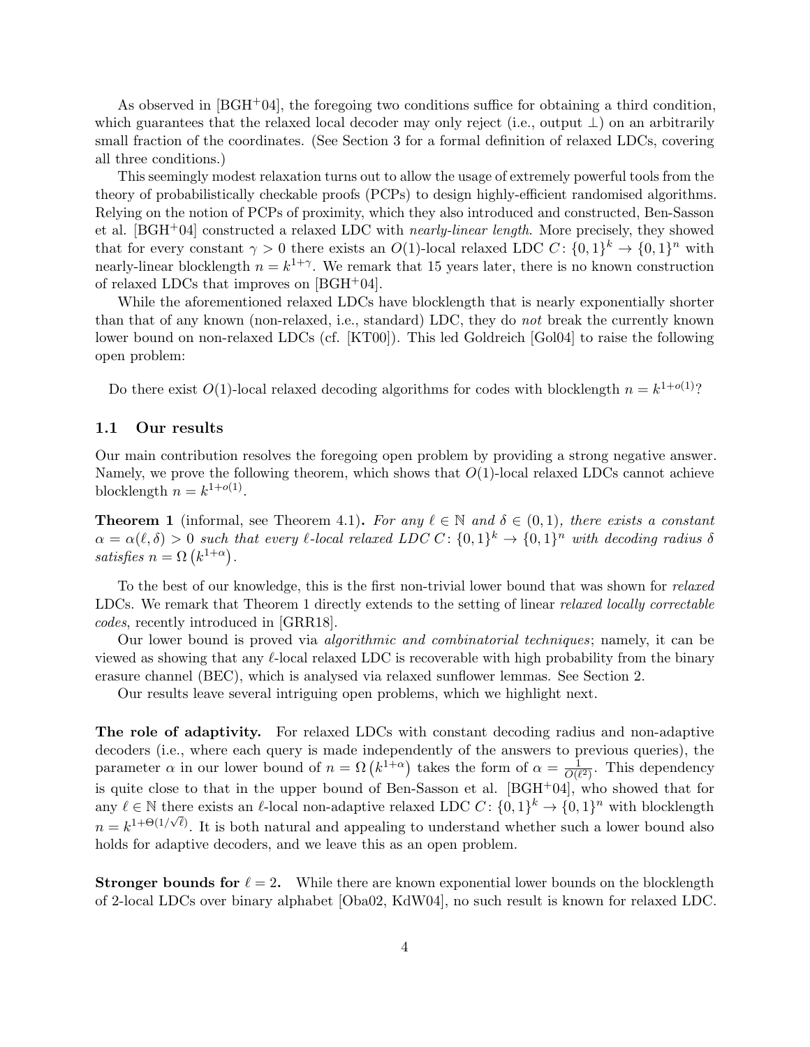As observed in [BGH+04], the foregoing two conditions suffice for obtaining a third condition, which guarantees that the relaxed local decoder may only reject (i.e., output $\perp$) on an arbitrarily small fraction of the coordinates. (See Section 3 for a formal definition of relaxed LDCs, covering all three conditions.)

This seemingly modest relaxation turns out to allow the usage of extremely powerful tools from the theory of probabilistically checkable proofs (PCPs) to design highly-efficient randomised algorithms. Relying on the notion of PCPs of proximity, which they also introduced and constructed, Ben-Sasson et al. [BGH+04] constructed a relaxed LDC with *nearly-linear length*. More precisely, they showed that for every constant $\gamma > 0$ there exists an $O(1)$-local relaxed LDC $C\colon \{0,1\}^k \to \{0,1\}^n$ with nearly-linear blocklength $n = k^{1+\gamma}$. We remark that 15 years later, there is no known construction of relaxed LDCs that improves on [BGH+04].

While the aforementioned relaxed LDCs have blocklength that is nearly exponentially shorter than that of any known (non-relaxed, i.e., standard) LDC, they do *not* break the currently known lower bound on non-relaxed LDCs (cf. [KT00]). This led Goldreich [Gol04] to raise the following open problem:

> Do there exist $O(1)$-local relaxed decoding algorithms for codes with blocklength $n = k^{1+o(1)}$?

## 1.1 Our results

Our main contribution resolves the foregoing open problem by providing a strong negative answer. Namely, we prove the following theorem, which shows that $O(1)$-local relaxed LDCs cannot achieve blocklength $n = k^{1+o(1)}$.

**Theorem 1** (informal, see Theorem 4.1)**.** *For any $\ell \in \mathbb{N}$ and $\delta \in (0,1)$, there exists a constant $\alpha = \alpha(\ell, \delta) > 0$ such that every $\ell$-local relaxed LDC $C\colon \{0,1\}^k \to \{0,1\}^n$ with decoding radius $\delta$ satisfies $n = \Omega\left(k^{1+\alpha}\right)$.*

To the best of our knowledge, this is the first non-trivial lower bound that was shown for *relaxed* LDCs. We remark that Theorem 1 directly extends to the setting of linear *relaxed locally correctable codes*, recently introduced in [GRR18].

Our lower bound is proved via *algorithmic and combinatorial techniques*; namely, it can be viewed as showing that any $\ell$-local relaxed LDC is recoverable with high probability from the binary erasure channel (BEC), which is analysed via relaxed sunflower lemmas. See Section 2.

Our results leave several intriguing open problems, which we highlight next.

**The role of adaptivity.** For relaxed LDCs with constant decoding radius and non-adaptive decoders (i.e., where each query is made independently of the answers to previous queries), the parameter $\alpha$ in our lower bound of $n = \Omega\left(k^{1+\alpha}\right)$ takes the form of $\alpha = \frac{1}{O(\ell^2)}$. This dependency is quite close to that in the upper bound of Ben-Sasson et al. [BGH+04], who showed that for any $\ell \in \mathbb{N}$ there exists an $\ell$-local non-adaptive relaxed LDC $C\colon \{0,1\}^k \to \{0,1\}^n$ with blocklength $n = k^{1+\Theta(1/\sqrt{\ell})}$. It is both natural and appealing to understand whether such a lower bound also holds for adaptive decoders, and we leave this as an open problem.

**Stronger bounds for $\ell = 2$.** While there are known exponential lower bounds on the blocklength of 2-local LDCs over binary alphabet [Oba02, KdW04], no such result is known for relaxed LDC.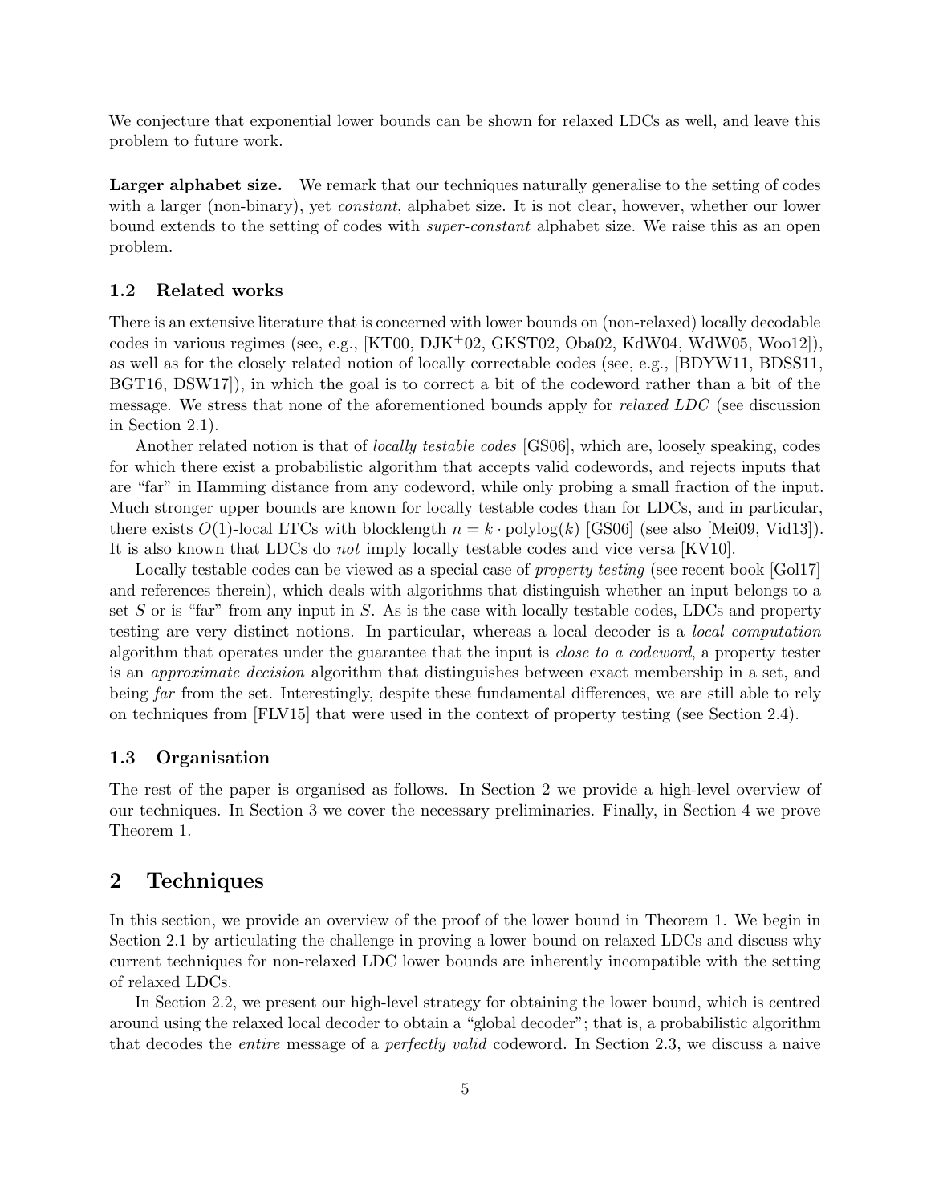We conjecture that exponential lower bounds can be shown for relaxed LDCs as well, and leave this problem to future work.

**Larger alphabet size.** We remark that our techniques naturally generalise to the setting of codes with a larger (non-binary), yet *constant*, alphabet size. It is not clear, however, whether our lower bound extends to the setting of codes with *super-constant* alphabet size. We raise this as an open problem.

### 1.2 Related works

There is an extensive literature that is concerned with lower bounds on (non-relaxed) locally decodable codes in various regimes (see, e.g., [KT00, DJK+02, GKST02, Oba02, KdW04, WdW05, Woo12]), as well as for the closely related notion of locally correctable codes (see, e.g., [BDYW11, BDSS11, BGT16, DSW17]), in which the goal is to correct a bit of the codeword rather than a bit of the message. We stress that none of the aforementioned bounds apply for *relaxed LDC* (see discussion in Section 2.1).

Another related notion is that of *locally testable codes* [GS06], which are, loosely speaking, codes for which there exist a probabilistic algorithm that accepts valid codewords, and rejects inputs that are "far" in Hamming distance from any codeword, while only probing a small fraction of the input. Much stronger upper bounds are known for locally testable codes than for LDCs, and in particular, there exists $O(1)$-local LTCs with blocklength $n = k \cdot \mathrm{polylog}(k)$ [GS06] (see also [Mei09, Vid13]). It is also known that LDCs do *not* imply locally testable codes and vice versa [KV10].

Locally testable codes can be viewed as a special case of *property testing* (see recent book [Gol17] and references therein), which deals with algorithms that distinguish whether an input belongs to a set $S$ or is "far" from any input in $S$. As is the case with locally testable codes, LDCs and property testing are very distinct notions. In particular, whereas a local decoder is a *local computation* algorithm that operates under the guarantee that the input is *close to a codeword*, a property tester is an *approximate decision* algorithm that distinguishes between exact membership in a set, and being *far* from the set. Interestingly, despite these fundamental differences, we are still able to rely on techniques from [FLV15] that were used in the context of property testing (see Section 2.4).

### 1.3 Organisation

The rest of the paper is organised as follows. In Section 2 we provide a high-level overview of our techniques. In Section 3 we cover the necessary preliminaries. Finally, in Section 4 we prove Theorem 1.

## 2 Techniques

In this section, we provide an overview of the proof of the lower bound in Theorem 1. We begin in Section 2.1 by articulating the challenge in proving a lower bound on relaxed LDCs and discuss why current techniques for non-relaxed LDC lower bounds are inherently incompatible with the setting of relaxed LDCs.

In Section 2.2, we present our high-level strategy for obtaining the lower bound, which is centred around using the relaxed local decoder to obtain a "global decoder"; that is, a probabilistic algorithm that decodes the *entire* message of a *perfectly valid* codeword. In Section 2.3, we discuss a naive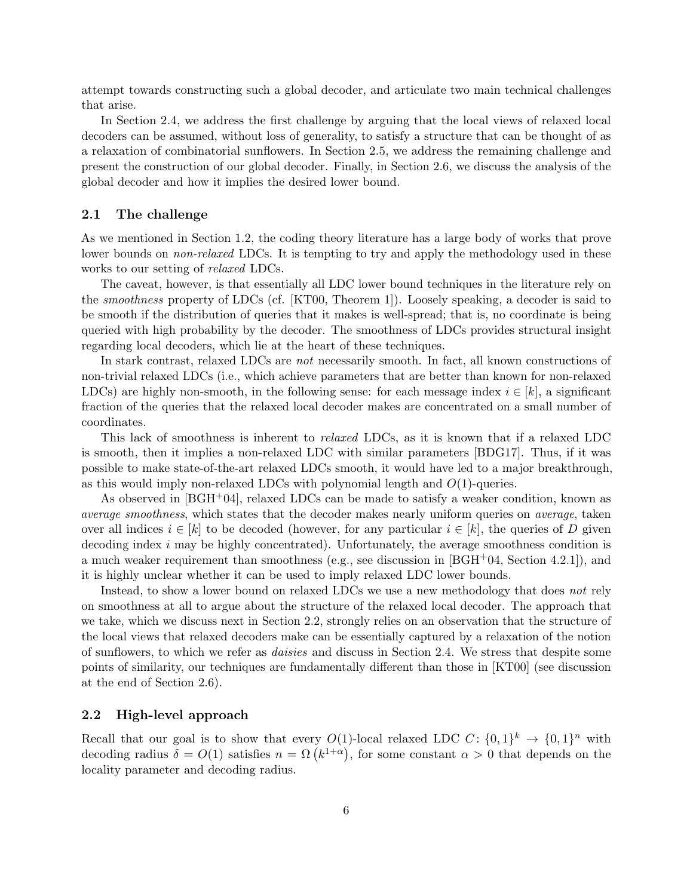attempt towards constructing such a global decoder, and articulate two main technical challenges that arise.

In Section 2.4, we address the first challenge by arguing that the local views of relaxed local decoders can be assumed, without loss of generality, to satisfy a structure that can be thought of as a relaxation of combinatorial sunflowers. In Section 2.5, we address the remaining challenge and present the construction of our global decoder. Finally, in Section 2.6, we discuss the analysis of the global decoder and how it implies the desired lower bound.

## 2.1 The challenge

As we mentioned in Section 1.2, the coding theory literature has a large body of works that prove lower bounds on *non-relaxed* LDCs. It is tempting to try and apply the methodology used in these works to our setting of *relaxed* LDCs.

The caveat, however, is that essentially all LDC lower bound techniques in the literature rely on the *smoothness* property of LDCs (cf. [KT00, Theorem 1]). Loosely speaking, a decoder is said to be smooth if the distribution of queries that it makes is well-spread; that is, no coordinate is being queried with high probability by the decoder. The smoothness of LDCs provides structural insight regarding local decoders, which lie at the heart of these techniques.

In stark contrast, relaxed LDCs are *not* necessarily smooth. In fact, all known constructions of non-trivial relaxed LDCs (i.e., which achieve parameters that are better than known for non-relaxed LDCs) are highly non-smooth, in the following sense: for each message index $i \in [k]$, a significant fraction of the queries that the relaxed local decoder makes are concentrated on a small number of coordinates.

This lack of smoothness is inherent to *relaxed* LDCs, as it is known that if a relaxed LDC is smooth, then it implies a non-relaxed LDC with similar parameters [BDG17]. Thus, if it was possible to make state-of-the-art relaxed LDCs smooth, it would have led to a major breakthrough, as this would imply non-relaxed LDCs with polynomial length and $O(1)$-queries.

As observed in [BGH+04], relaxed LDCs can be made to satisfy a weaker condition, known as *average smoothness*, which states that the decoder makes nearly uniform queries on *average*, taken over all indices $i \in [k]$ to be decoded (however, for any particular $i \in [k]$, the queries of $D$ given decoding index $i$ may be highly concentrated). Unfortunately, the average smoothness condition is a much weaker requirement than smoothness (e.g., see discussion in [BGH+04, Section 4.2.1]), and it is highly unclear whether it can be used to imply relaxed LDC lower bounds.

Instead, to show a lower bound on relaxed LDCs we use a new methodology that does *not* rely on smoothness at all to argue about the structure of the relaxed local decoder. The approach that we take, which we discuss next in Section 2.2, strongly relies on an observation that the structure of the local views that relaxed decoders make can be essentially captured by a relaxation of the notion of sunflowers, to which we refer as *daisies* and discuss in Section 2.4. We stress that despite some points of similarity, our techniques are fundamentally different than those in [KT00] (see discussion at the end of Section 2.6).

## 2.2 High-level approach

Recall that our goal is to show that every $O(1)$-local relaxed LDC $C\colon \{0,1\}^k \to \{0,1\}^n$ with decoding radius $\delta = O(1)$ satisfies $n = \Omega\left(k^{1+\alpha}\right)$, for some constant $\alpha > 0$ that depends on the locality parameter and decoding radius.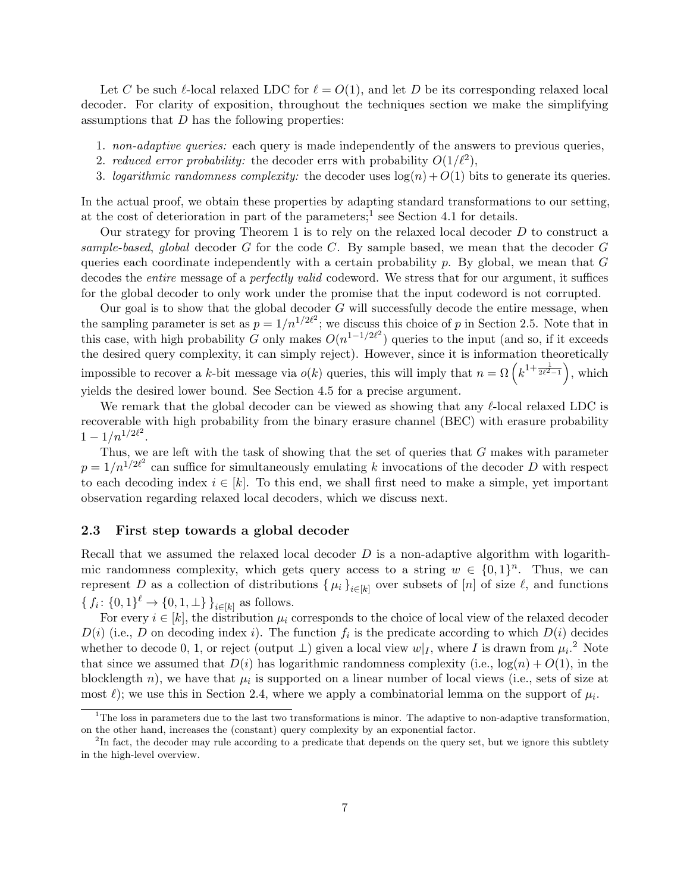Let $C$ be such $\ell$-local relaxed LDC for $\ell = O(1)$, and let $D$ be its corresponding relaxed local decoder. For clarity of exposition, throughout the techniques section we make the simplifying assumptions that $D$ has the following properties:

1. *non-adaptive queries:* each query is made independently of the answers to previous queries,
2. *reduced error probability:* the decoder errs with probability $O(1/\ell^2)$,
3. *logarithmic randomness complexity:* the decoder uses $\log(n) + O(1)$ bits to generate its queries.

In the actual proof, we obtain these properties by adapting standard transformations to our setting, at the cost of deterioration in part of the parameters;[1] see Section 4.1 for details.

Our strategy for proving Theorem 1 is to rely on the relaxed local decoder $D$ to construct a *sample-based*, *global* decoder $G$ for the code $C$. By sample based, we mean that the decoder $G$ queries each coordinate independently with a certain probability $p$. By global, we mean that $G$ decodes the *entire* message of a *perfectly valid* codeword. We stress that for our argument, it suffices for the global decoder to only work under the promise that the input codeword is not corrupted.

Our goal is to show that the global decoder $G$ will successfully decode the entire message, when the sampling parameter is set as $p = 1/n^{1/2\ell^2}$; we discuss this choice of $p$ in Section 2.5. Note that in this case, with high probability $G$ only makes $O(n^{1-1/2\ell^2})$ queries to the input (and so, if it exceeds the desired query complexity, it can simply reject). However, since it is information theoretically impossible to recover a $k$-bit message via $o(k)$ queries, this will imply that $n = \Omega\left(k^{1+\frac{1}{2\ell^2-1}}\right)$, which yields the desired lower bound. See Section 4.5 for a precise argument.

We remark that the global decoder can be viewed as showing that any $\ell$-local relaxed LDC is recoverable with high probability from the binary erasure channel (BEC) with erasure probability $1 - 1/n^{1/2\ell^2}$.

Thus, we are left with the task of showing that the set of queries that $G$ makes with parameter $p = 1/n^{1/2\ell^2}$ can suffice for simultaneously emulating $k$ invocations of the decoder $D$ with respect to each decoding index $i \in [k]$. To this end, we shall first need to make a simple, yet important observation regarding relaxed local decoders, which we discuss next.

### 2.3 First step towards a global decoder

Recall that we assumed the relaxed local decoder $D$ is a non-adaptive algorithm with logarithmic randomness complexity, which gets query access to a string $w \in \{0,1\}^n$. Thus, we can represent $D$ as a collection of distributions $\{\mu_i\}_{i \in [k]}$ over subsets of $[n]$ of size $\ell$, and functions $\{f_i \colon \{0,1\}^\ell \to \{0,1,\perp\}\}_{i \in [k]}$ as follows.

For every $i \in [k]$, the distribution $\mu_i$ corresponds to the choice of local view of the relaxed decoder $D(i)$ (i.e., $D$ on decoding index $i$). The function $f_i$ is the predicate according to which $D(i)$ decides whether to decode 0, 1, or reject (output $\perp$) given a local view $w|_I$, where $I$ is drawn from $\mu_i$.[2] Note that since we assumed that $D(i)$ has logarithmic randomness complexity (i.e., $\log(n) + O(1)$, in the blocklength $n$), we have that $\mu_i$ is supported on a linear number of local views (i.e., sets of size at most $\ell$); we use this in Section 2.4, where we apply a combinatorial lemma on the support of $\mu_i$.

---

[1] The loss in parameters due to the last two transformations is minor. The adaptive to non-adaptive transformation, on the other hand, increases the (constant) query complexity by an exponential factor.

[2] In fact, the decoder may rule according to a predicate that depends on the query set, but we ignore this subtlety in the high-level overview.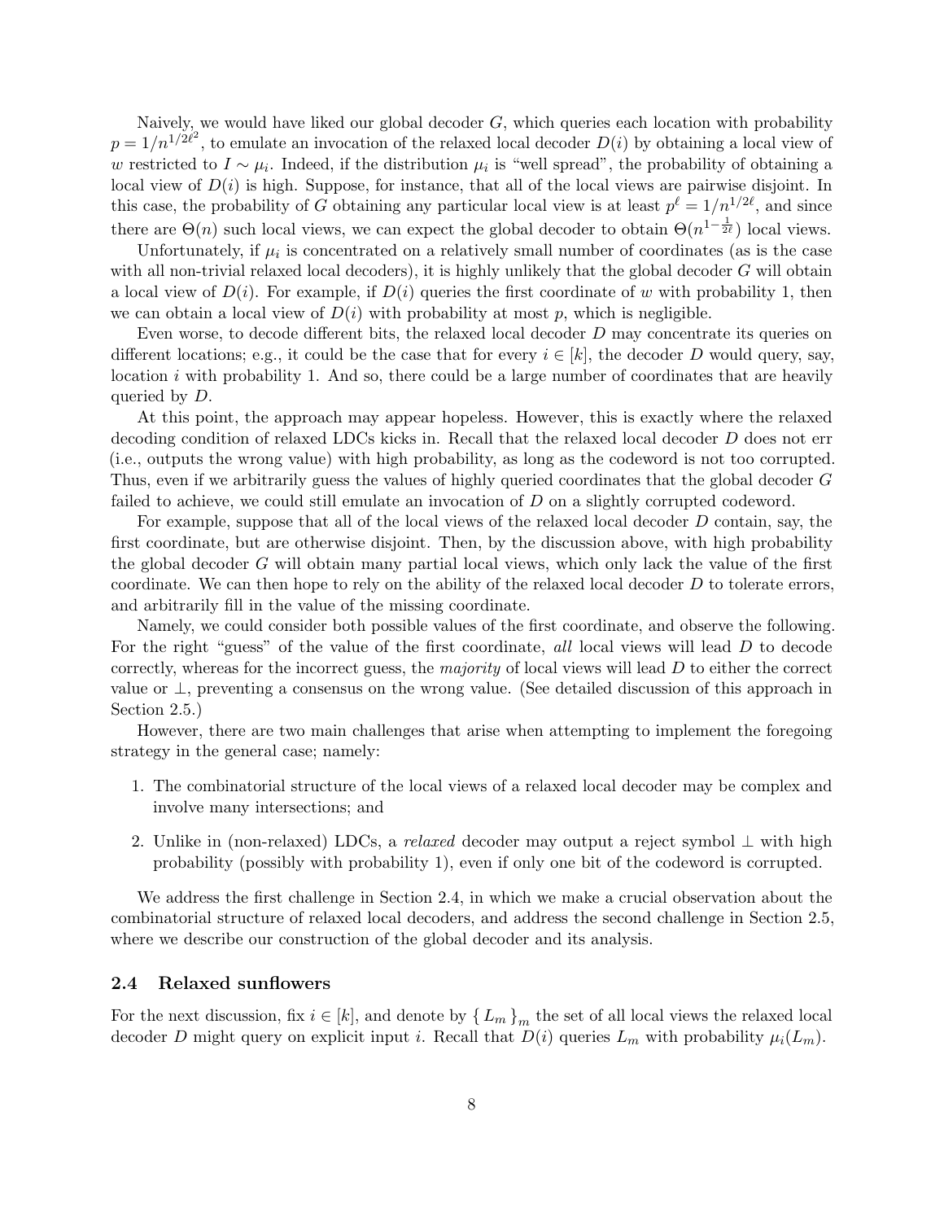Naively, we would have liked our global decoder $G$, which queries each location with probability $p = 1/n^{1/2\ell^2}$, to emulate an invocation of the relaxed local decoder $D(i)$ by obtaining a local view of $w$ restricted to $I \sim \mu_i$. Indeed, if the distribution $\mu_i$ is "well spread", the probability of obtaining a local view of $D(i)$ is high. Suppose, for instance, that all of the local views are pairwise disjoint. In this case, the probability of $G$ obtaining any particular local view is at least $p^\ell = 1/n^{1/2\ell}$, and since there are $\Theta(n)$ such local views, we can expect the global decoder to obtain $\Theta(n^{1-\frac{1}{2\ell}})$ local views.

Unfortunately, if $\mu_i$ is concentrated on a relatively small number of coordinates (as is the case with all non-trivial relaxed local decoders), it is highly unlikely that the global decoder $G$ will obtain a local view of $D(i)$. For example, if $D(i)$ queries the first coordinate of $w$ with probability 1, then we can obtain a local view of $D(i)$ with probability at most $p$, which is negligible.

Even worse, to decode different bits, the relaxed local decoder $D$ may concentrate its queries on different locations; e.g., it could be the case that for every $i \in [k]$, the decoder $D$ would query, say, location $i$ with probability 1. And so, there could be a large number of coordinates that are heavily queried by $D$.

At this point, the approach may appear hopeless. However, this is exactly where the relaxed decoding condition of relaxed LDCs kicks in. Recall that the relaxed local decoder $D$ does not err (i.e., outputs the wrong value) with high probability, as long as the codeword is not too corrupted. Thus, even if we arbitrarily guess the values of highly queried coordinates that the global decoder $G$ failed to achieve, we could still emulate an invocation of $D$ on a slightly corrupted codeword.

For example, suppose that all of the local views of the relaxed local decoder $D$ contain, say, the first coordinate, but are otherwise disjoint. Then, by the discussion above, with high probability the global decoder $G$ will obtain many partial local views, which only lack the value of the first coordinate. We can then hope to rely on the ability of the relaxed local decoder $D$ to tolerate errors, and arbitrarily fill in the value of the missing coordinate.

Namely, we could consider both possible values of the first coordinate, and observe the following. For the right "guess" of the value of the first coordinate, *all* local views will lead $D$ to decode correctly, whereas for the incorrect guess, the *majority* of local views will lead $D$ to either the correct value or $\perp$, preventing a consensus on the wrong value. (See detailed discussion of this approach in Section 2.5.)

However, there are two main challenges that arise when attempting to implement the foregoing strategy in the general case; namely:

1. The combinatorial structure of the local views of a relaxed local decoder may be complex and involve many intersections; and
2. Unlike in (non-relaxed) LDCs, a *relaxed* decoder may output a reject symbol $\perp$ with high probability (possibly with probability 1), even if only one bit of the codeword is corrupted.

We address the first challenge in Section 2.4, in which we make a crucial observation about the combinatorial structure of relaxed local decoders, and address the second challenge in Section 2.5, where we describe our construction of the global decoder and its analysis.

## 2.4 Relaxed sunflowers

For the next discussion, fix $i \in [k]$, and denote by $\{ L_m \}_m$ the set of all local views the relaxed local decoder $D$ might query on explicit input $i$. Recall that $D(i)$ queries $L_m$ with probability $\mu_i(L_m)$.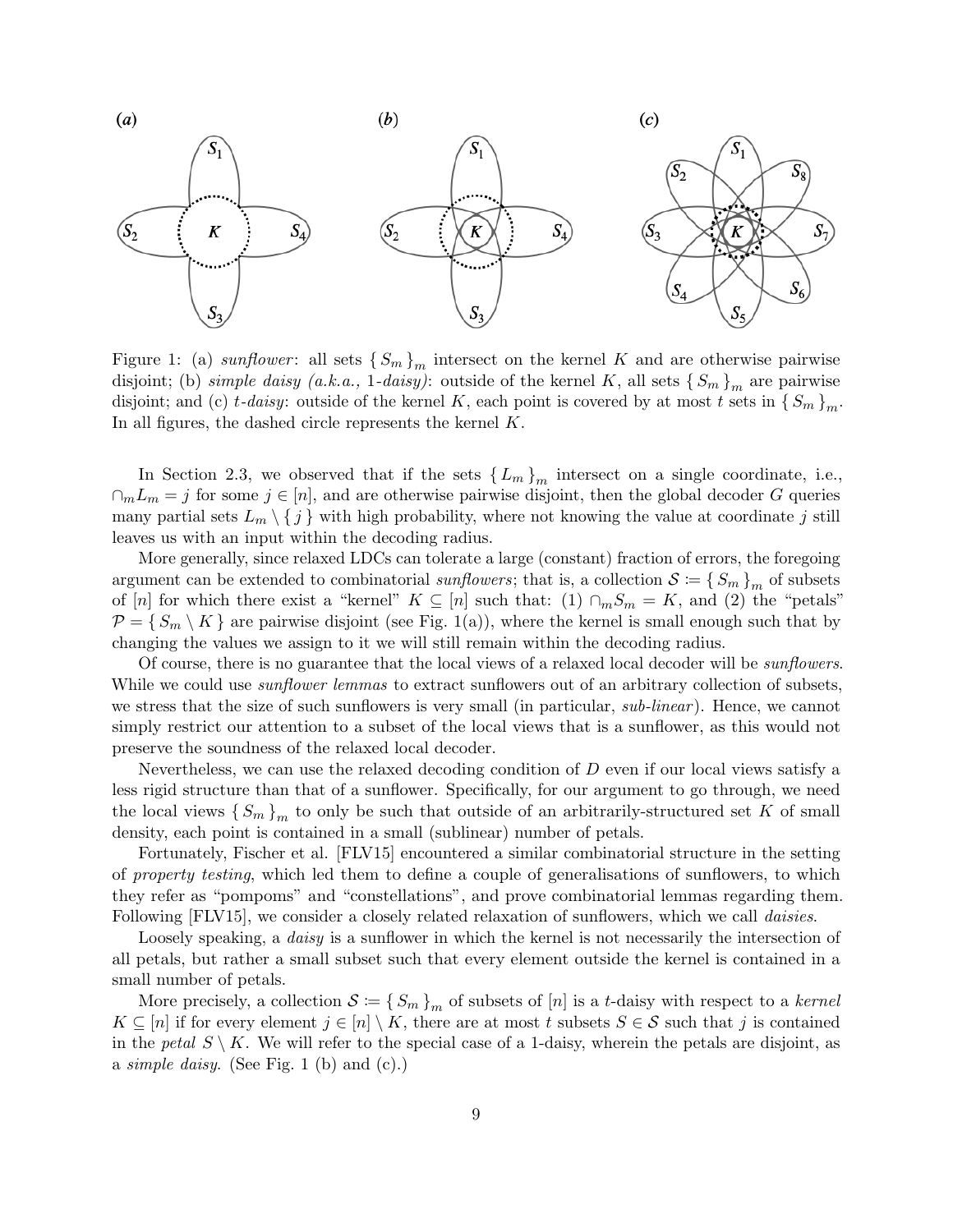Figure 1: (a) *sunflower*: all sets $\{ S_m \}_m$ intersect on the kernel $K$ and are otherwise pairwise disjoint; (b) *simple daisy (a.k.a., 1-daisy)*: outside of the kernel $K$, all sets $\{ S_m \}_m$ are pairwise disjoint; and (c) $t$-*daisy*: outside of the kernel $K$, each point is covered by at most $t$ sets in $\{ S_m \}_m$. In all figures, the dashed circle represents the kernel $K$.

In Section 2.3, we observed that if the sets $\{ L_m \}_m$ intersect on a single coordinate, i.e., $\cap_m L_m = j$ for some $j \in [n]$, and are otherwise pairwise disjoint, then the global decoder $G$ queries many partial sets $L_m \setminus \{ j \}$ with high probability, where not knowing the value at coordinate $j$ still leaves us with an input within the decoding radius.

More generally, since relaxed LDCs can tolerate a large (constant) fraction of errors, the foregoing argument can be extended to combinatorial *sunflowers*; that is, a collection $\mathcal{S} := \{ S_m \}_m$ of subsets of $[n]$ for which there exist a "kernel" $K \subseteq [n]$ such that: (1) $\cap_m S_m = K$, and (2) the "petals" $\mathcal{P} = \{ S_m \setminus K \}$ are pairwise disjoint (see Fig. 1(a)), where the kernel is small enough such that by changing the values we assign to it we will still remain within the decoding radius.

Of course, there is no guarantee that the local views of a relaxed local decoder will be *sunflowers*. While we could use *sunflower lemmas* to extract sunflowers out of an arbitrary collection of subsets, we stress that the size of such sunflowers is very small (in particular, *sub-linear*). Hence, we cannot simply restrict our attention to a subset of the local views that is a sunflower, as this would not preserve the soundness of the relaxed local decoder.

Nevertheless, we can use the relaxed decoding condition of $D$ even if our local views satisfy a less rigid structure than that of a sunflower. Specifically, for our argument to go through, we need the local views $\{ S_m \}_m$ to only be such that outside of an arbitrarily-structured set $K$ of small density, each point is contained in a small (sublinear) number of petals.

Fortunately, Fischer et al. [FLV15] encountered a similar combinatorial structure in the setting of *property testing*, which led them to define a couple of generalisations of sunflowers, to which they refer as "pompoms" and "constellations", and prove combinatorial lemmas regarding them. Following [FLV15], we consider a closely related relaxation of sunflowers, which we call *daisies*.

Loosely speaking, a *daisy* is a sunflower in which the kernel is not necessarily the intersection of all petals, but rather a small subset such that every element outside the kernel is contained in a small number of petals.

More precisely, a collection $\mathcal{S} := \{ S_m \}_m$ of subsets of $[n]$ is a $t$-daisy with respect to a *kernel* $K \subseteq [n]$ if for every element $j \in [n] \setminus K$, there are at most $t$ subsets $S \in \mathcal{S}$ such that $j$ is contained in the *petal* $S \setminus K$. We will refer to the special case of a 1-daisy, wherein the petals are disjoint, as a *simple daisy*. (See Fig. 1 (b) and (c).)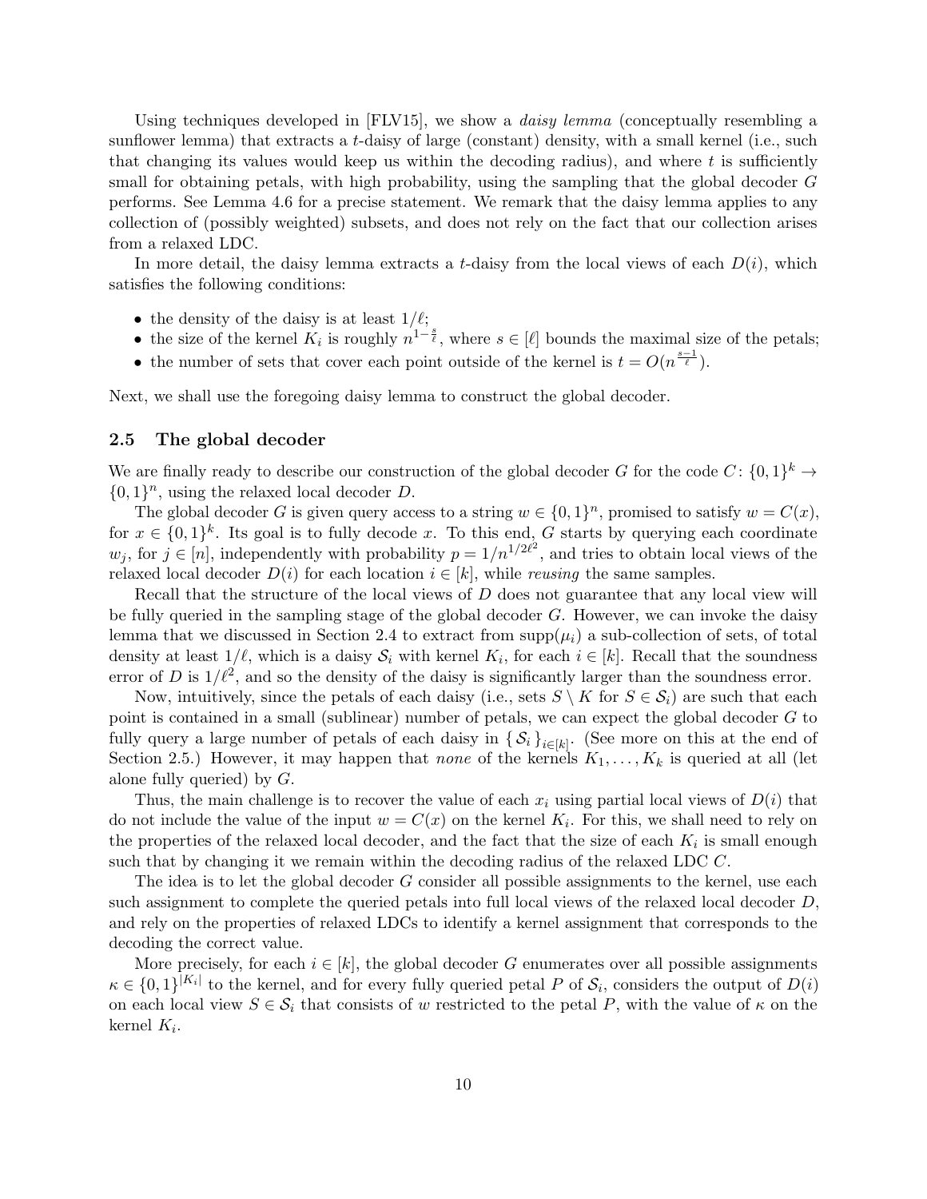Using techniques developed in [FLV15], we show a *daisy lemma* (conceptually resembling a sunflower lemma) that extracts a $t$-daisy of large (constant) density, with a small kernel (i.e., such that changing its values would keep us within the decoding radius), and where $t$ is sufficiently small for obtaining petals, with high probability, using the sampling that the global decoder $G$ performs. See Lemma 4.6 for a precise statement. We remark that the daisy lemma applies to any collection of (possibly weighted) subsets, and does not rely on the fact that our collection arises from a relaxed LDC.

In more detail, the daisy lemma extracts a $t$-daisy from the local views of each $D(i)$, which satisfies the following conditions:

- the density of the daisy is at least $1/\ell$;
- the size of the kernel $K_i$ is roughly $n^{1-\frac{s}{\ell}}$, where $s \in [\ell]$ bounds the maximal size of the petals;
- the number of sets that cover each point outside of the kernel is $t = O(n^{\frac{s-1}{\ell}})$.

Next, we shall use the foregoing daisy lemma to construct the global decoder.

## 2.5 The global decoder

We are finally ready to describe our construction of the global decoder $G$ for the code $C\colon \{0,1\}^k \to \{0,1\}^n$, using the relaxed local decoder $D$.

The global decoder $G$ is given query access to a string $w \in \{0,1\}^n$, promised to satisfy $w = C(x)$, for $x \in \{0,1\}^k$. Its goal is to fully decode $x$. To this end, $G$ starts by querying each coordinate $w_j$, for $j \in [n]$, independently with probability $p = 1/n^{1/2\ell^2}$, and tries to obtain local views of the relaxed local decoder $D(i)$ for each location $i \in [k]$, while *reusing* the same samples.

Recall that the structure of the local views of $D$ does not guarantee that any local view will be fully queried in the sampling stage of the global decoder $G$. However, we can invoke the daisy lemma that we discussed in Section 2.4 to extract from $\mathrm{supp}(\mu_i)$ a sub-collection of sets, of total density at least $1/\ell$, which is a daisy $\mathcal{S}_i$ with kernel $K_i$, for each $i \in [k]$. Recall that the soundness error of $D$ is $1/\ell^2$, and so the density of the daisy is significantly larger than the soundness error.

Now, intuitively, since the petals of each daisy (i.e., sets $S \setminus K$ for $S \in \mathcal{S}_i$) are such that each point is contained in a small (sublinear) number of petals, we can expect the global decoder $G$ to fully query a large number of petals of each daisy in $\{\, \mathcal{S}_i \,\}_{i \in [k]}$. (See more on this at the end of Section 2.5.) However, it may happen that *none* of the kernels $K_1, \ldots, K_k$ is queried at all (let alone fully queried) by $G$.

Thus, the main challenge is to recover the value of each $x_i$ using partial local views of $D(i)$ that do not include the value of the input $w = C(x)$ on the kernel $K_i$. For this, we shall need to rely on the properties of the relaxed local decoder, and the fact that the size of each $K_i$ is small enough such that by changing it we remain within the decoding radius of the relaxed LDC $C$.

The idea is to let the global decoder $G$ consider all possible assignments to the kernel, use each such assignment to complete the queried petals into full local views of the relaxed local decoder $D$, and rely on the properties of relaxed LDCs to identify a kernel assignment that corresponds to the decoding the correct value.

More precisely, for each $i \in [k]$, the global decoder $G$ enumerates over all possible assignments $\kappa \in \{0,1\}^{|K_i|}$ to the kernel, and for every fully queried petal $P$ of $\mathcal{S}_i$, considers the output of $D(i)$ on each local view $S \in \mathcal{S}_i$ that consists of $w$ restricted to the petal $P$, with the value of $\kappa$ on the kernel $K_i$.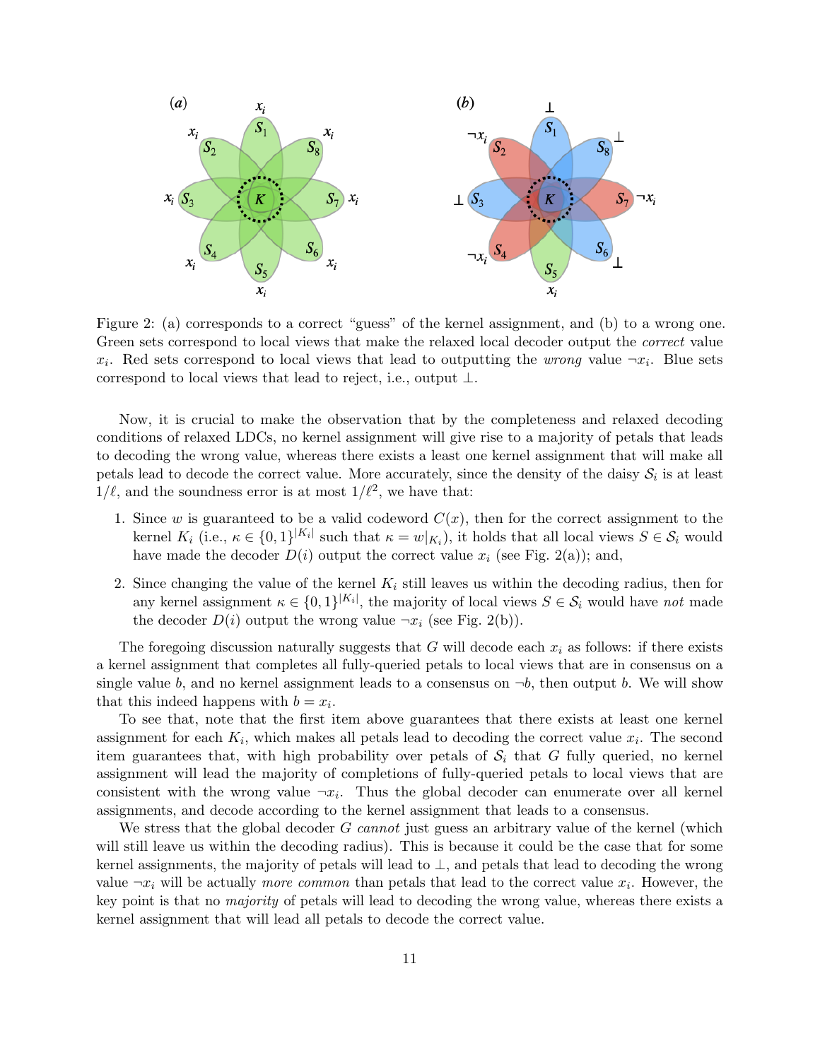Figure 2: (a) corresponds to a correct "guess" of the kernel assignment, and (b) to a wrong one. Green sets correspond to local views that make the relaxed local decoder output the *correct* value $x_i$. Red sets correspond to local views that lead to outputting the *wrong* value $\neg x_i$. Blue sets correspond to local views that lead to reject, i.e., output $\perp$.

Now, it is crucial to make the observation that by the completeness and relaxed decoding conditions of relaxed LDCs, no kernel assignment will give rise to a majority of petals that leads to decoding the wrong value, whereas there exists a least one kernel assignment that will make all petals lead to decode the correct value. More accurately, since the density of the daisy $\mathcal{S}_i$ is at least $1/\ell$, and the soundness error is at most $1/\ell^2$, we have that:

1. Since $w$ is guaranteed to be a valid codeword $C(x)$, then for the correct assignment to the kernel $K_i$ (i.e., $\kappa \in \{0,1\}^{|K_i|}$ such that $\kappa = w|_{K_i}$), it holds that all local views $S \in \mathcal{S}_i$ would have made the decoder $D(i)$ output the correct value $x_i$ (see Fig. 2(a)); and,
2. Since changing the value of the kernel $K_i$ still leaves us within the decoding radius, then for any kernel assignment $\kappa \in \{0,1\}^{|K_i|}$, the majority of local views $S \in \mathcal{S}_i$ would have *not* made the decoder $D(i)$ output the wrong value $\neg x_i$ (see Fig. 2(b)).

The foregoing discussion naturally suggests that $G$ will decode each $x_i$ as follows: if there exists a kernel assignment that completes all fully-queried petals to local views that are in consensus on a single value $b$, and no kernel assignment leads to a consensus on $\neg b$, then output $b$. We will show that this indeed happens with $b = x_i$.

To see that, note that the first item above guarantees that there exists at least one kernel assignment for each $K_i$, which makes all petals lead to decoding the correct value $x_i$. The second item guarantees that, with high probability over petals of $\mathcal{S}_i$ that $G$ fully queried, no kernel assignment will lead the majority of completions of fully-queried petals to local views that are consistent with the wrong value $\neg x_i$. Thus the global decoder can enumerate over all kernel assignments, and decode according to the kernel assignment that leads to a consensus.

We stress that the global decoder $G$ *cannot* just guess an arbitrary value of the kernel (which will still leave us within the decoding radius). This is because it could be the case that for some kernel assignments, the majority of petals will lead to $\perp$, and petals that lead to decoding the wrong value $\neg x_i$ will be actually *more common* than petals that lead to the correct value $x_i$. However, the key point is that no *majority* of petals will lead to decoding the wrong value, whereas there exists a kernel assignment that will lead all petals to decode the correct value.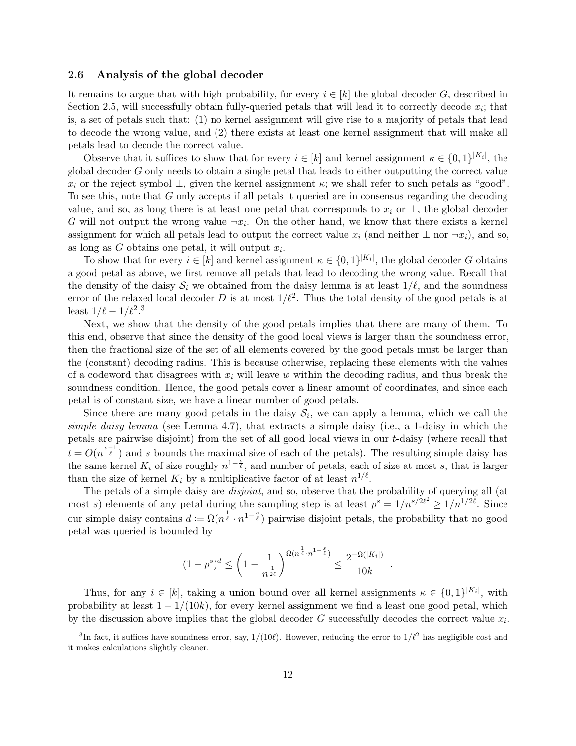### 2.6 Analysis of the global decoder

It remains to argue that with high probability, for every $i \in [k]$ the global decoder $G$, described in Section 2.5, will successfully obtain fully-queried petals that will lead it to correctly decode $x_i$; that is, a set of petals such that: (1) no kernel assignment will give rise to a majority of petals that lead to decode the wrong value, and (2) there exists at least one kernel assignment that will make all petals lead to decode the correct value.

Observe that it suffices to show that for every $i \in [k]$ and kernel assignment $\kappa \in \{0,1\}^{|K_i|}$, the global decoder $G$ only needs to obtain a single petal that leads to either outputting the correct value $x_i$ or the reject symbol $\perp$, given the kernel assignment $\kappa$; we shall refer to such petals as "good". To see this, note that $G$ only accepts if all petals it queried are in consensus regarding the decoding value, and so, as long there is at least one petal that corresponds to $x_i$ or $\perp$, the global decoder $G$ will not output the wrong value $\neg x_i$. On the other hand, we know that there exists a kernel assignment for which all petals lead to output the correct value $x_i$ (and neither $\perp$ nor $\neg x_i$), and so, as long as $G$ obtains one petal, it will output $x_i$.

To show that for every $i \in [k]$ and kernel assignment $\kappa \in \{0,1\}^{|K_i|}$, the global decoder $G$ obtains a good petal as above, we first remove all petals that lead to decoding the wrong value. Recall that the density of the daisy $\mathcal{S}_i$ we obtained from the daisy lemma is at least $1/\ell$, and the soundness error of the relaxed local decoder $D$ is at most $1/\ell^2$. Thus the total density of the good petals is at least $1/\ell - 1/\ell^2$.[3]

Next, we show that the density of the good petals implies that there are many of them. To this end, observe that since the density of the good local views is larger than the soundness error, then the fractional size of the set of all elements covered by the good petals must be larger than the (constant) decoding radius. This is because otherwise, replacing these elements with the values of a codeword that disagrees with $x_i$ will leave $w$ within the decoding radius, and thus break the soundness condition. Hence, the good petals cover a linear amount of coordinates, and since each petal is of constant size, we have a linear number of good petals.

Since there are many good petals in the daisy $\mathcal{S}_i$, we can apply a lemma, which we call the *simple daisy lemma* (see Lemma 4.7), that extracts a simple daisy (i.e., a 1-daisy in which the petals are pairwise disjoint) from the set of all good local views in our $t$-daisy (where recall that $t = O(n^{\frac{s-1}{\ell}})$ and $s$ bounds the maximal size of each of the petals). The resulting simple daisy has the same kernel $K_i$ of size roughly $n^{1-\frac{s}{\ell}}$, and number of petals, each of size at most $s$, that is larger than the size of kernel $K_i$ by a multiplicative factor of at least $n^{1/\ell}$.

The petals of a simple daisy are *disjoint*, and so, observe that the probability of querying all (at most $s$) elements of any petal during the sampling step is at least $p^s = 1/n^{s/2\ell^2} \geq 1/n^{1/2\ell}$. Since our simple daisy contains $d \coloneqq \Omega(n^{\frac{1}{\ell}} \cdot n^{1-\frac{s}{\ell}})$ pairwise disjoint petals, the probability that no good petal was queried is bounded by

$$(1-p^s)^d \leq \left(1 - \frac{1}{n^{\frac{1}{2\ell}}}\right)^{\Omega(n^{\frac{1}{\ell}} \cdot n^{1-\frac{s}{\ell}})} \leq \frac{2^{-\Omega(|K_i|)}}{10k} \ .$$

Thus, for any $i \in [k]$, taking a union bound over all kernel assignments $\kappa \in \{0,1\}^{|K_i|}$, with probability at least $1 - 1/(10k)$, for every kernel assignment we find a least one good petal, which by the discussion above implies that the global decoder $G$ successfully decodes the correct value $x_i$.

[3] In fact, it suffices have soundness error, say, $1/(10\ell)$. However, reducing the error to $1/\ell^2$ has negligible cost and it makes calculations slightly cleaner.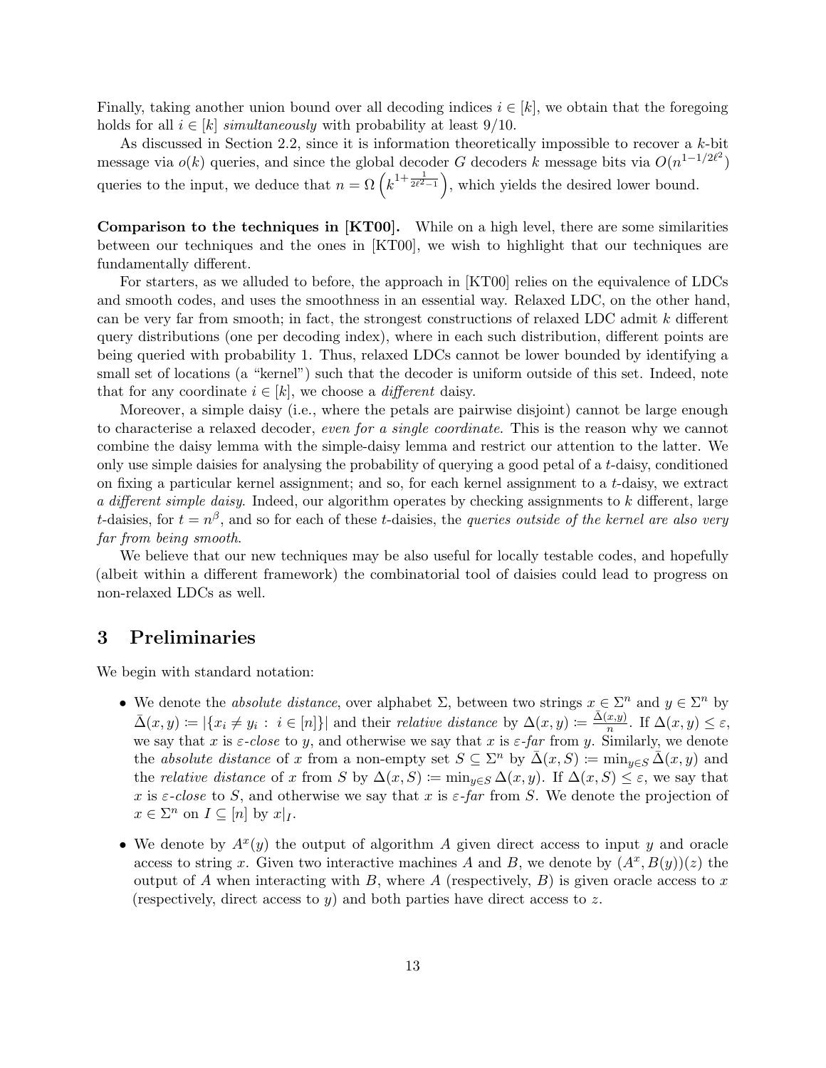Finally, taking another union bound over all decoding indices $i \in [k]$, we obtain that the foregoing holds for all $i \in [k]$ *simultaneously* with probability at least $9/10$.

As discussed in Section 2.2, since it is information theoretically impossible to recover a $k$-bit message via $o(k)$ queries, and since the global decoder $G$ decoders $k$ message bits via $O(n^{1-1/2\ell^2})$ queries to the input, we deduce that $n = \Omega\left(k^{1+\frac{1}{2\ell^2-1}}\right)$, which yields the desired lower bound.

**Comparison to the techniques in [KT00].** While on a high level, there are some similarities between our techniques and the ones in [KT00], we wish to highlight that our techniques are fundamentally different.

For starters, as we alluded to before, the approach in [KT00] relies on the equivalence of LDCs and smooth codes, and uses the smoothness in an essential way. Relaxed LDC, on the other hand, can be very far from smooth; in fact, the strongest constructions of relaxed LDC admit $k$ different query distributions (one per decoding index), where in each such distribution, different points are being queried with probability 1. Thus, relaxed LDCs cannot be lower bounded by identifying a small set of locations (a "kernel") such that the decoder is uniform outside of this set. Indeed, note that for any coordinate $i \in [k]$, we choose a *different* daisy.

Moreover, a simple daisy (i.e., where the petals are pairwise disjoint) cannot be large enough to characterise a relaxed decoder, *even for a single coordinate*. This is the reason why we cannot combine the daisy lemma with the simple-daisy lemma and restrict our attention to the latter. We only use simple daisies for analysing the probability of querying a good petal of a $t$-daisy, conditioned on fixing a particular kernel assignment; and so, for each kernel assignment to a $t$-daisy, we extract *a different simple daisy*. Indeed, our algorithm operates by checking assignments to $k$ different, large $t$-daisies, for $t = n^\beta$, and so for each of these $t$-daisies, the *queries outside of the kernel are also very far from being smooth*.

We believe that our new techniques may be also useful for locally testable codes, and hopefully (albeit within a different framework) the combinatorial tool of daisies could lead to progress on non-relaxed LDCs as well.

# 3 Preliminaries

We begin with standard notation:

- We denote the *absolute distance*, over alphabet $\Sigma$, between two strings $x \in \Sigma^n$ and $y \in \Sigma^n$ by $\bar{\Delta}(x,y) \coloneqq |\{x_i \neq y_i : i \in [n]\}|$ and their *relative distance* by $\Delta(x,y) \coloneqq \frac{\bar{\Delta}(x,y)}{n}$. If $\Delta(x,y) \leq \varepsilon$, we say that $x$ is *$\varepsilon$-close* to $y$, and otherwise we say that $x$ is *$\varepsilon$-far* from $y$. Similarly, we denote the *absolute distance* of $x$ from a non-empty set $S \subseteq \Sigma^n$ by $\bar{\Delta}(x,S) \coloneqq \min_{y \in S} \bar{\Delta}(x,y)$ and the *relative distance* of $x$ from $S$ by $\Delta(x,S) \coloneqq \min_{y \in S} \Delta(x,y)$. If $\Delta(x,S) \leq \varepsilon$, we say that $x$ is *$\varepsilon$-close* to $S$, and otherwise we say that $x$ is *$\varepsilon$-far* from $S$. We denote the projection of $x \in \Sigma^n$ on $I \subseteq [n]$ by $x|_I$.
- We denote by $A^x(y)$ the output of algorithm $A$ given direct access to input $y$ and oracle access to string $x$. Given two interactive machines $A$ and $B$, we denote by $(A^x, B(y))(z)$ the output of $A$ when interacting with $B$, where $A$ (respectively, $B$) is given oracle access to $x$ (respectively, direct access to $y$) and both parties have direct access to $z$.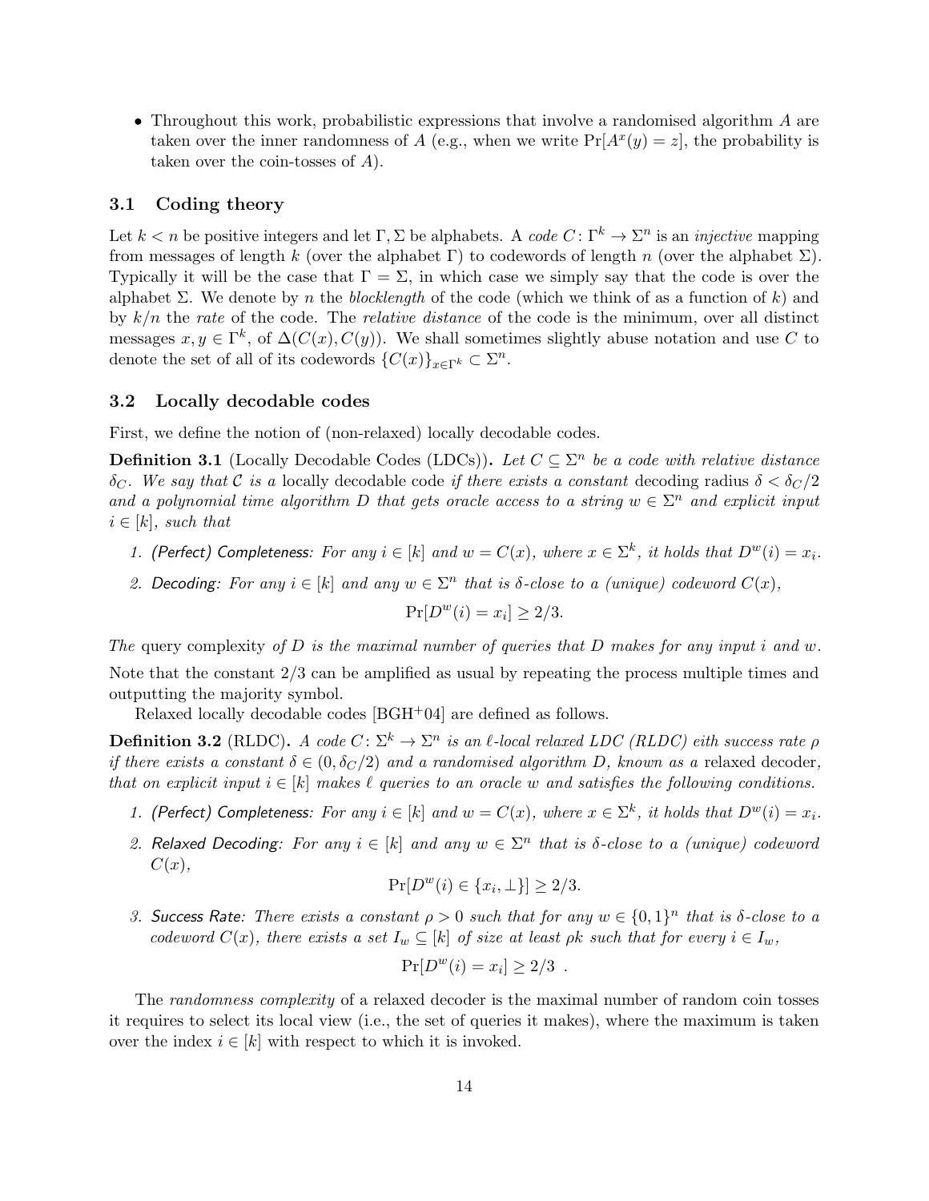- Throughout this work, probabilistic expressions that involve a randomised algorithm $A$ are taken over the inner randomness of $A$ (e.g., when we write $\Pr[A^x(y) = z]$, the probability is taken over the coin-tosses of $A$).

### 3.1 Coding theory

Let $k < n$ be positive integers and let $\Gamma, \Sigma$ be alphabets. A *code* $C\colon \Gamma^k \to \Sigma^n$ is an *injective* mapping from messages of length $k$ (over the alphabet $\Gamma$) to codewords of length $n$ (over the alphabet $\Sigma$). Typically it will be the case that $\Gamma = \Sigma$, in which case we simply say that the code is over the alphabet $\Sigma$. We denote by $n$ the *blocklength* of the code (which we think of as a function of $k$) and by $k/n$ the *rate* of the code. The *relative distance* of the code is the minimum, over all distinct messages $x, y \in \Gamma^k$, of $\Delta(C(x), C(y))$. We shall sometimes slightly abuse notation and use $C$ to denote the set of all of its codewords $\{C(x)\}_{x \in \Gamma^k} \subset \Sigma^n$.

### 3.2 Locally decodable codes

First, we define the notion of (non-relaxed) locally decodable codes.

**Definition 3.1** (Locally Decodable Codes (LDCs))**.** *Let $C \subseteq \Sigma^n$ be a code with relative distance $\delta_C$. We say that $\mathcal{C}$ is a* locally decodable code *if there exists a constant* decoding radius *$\delta < \delta_C/2$ and a polynomial time algorithm $D$ that gets oracle access to a string $w \in \Sigma^n$ and explicit input $i \in [k]$, such that*

1. *(Perfect) Completeness: For any $i \in [k]$ and $w = C(x)$, where $x \in \Sigma^k$, it holds that $D^w(i) = x_i$.*
2. *Decoding: For any $i \in [k]$ and any $w \in \Sigma^n$ that is $\delta$-close to a (unique) codeword $C(x)$,*

$$\Pr[D^w(i) = x_i] \geq 2/3.$$

*The* query complexity *of $D$ is the maximal number of queries that $D$ makes for any input $i$ and $w$.*

Note that the constant $2/3$ can be amplified as usual by repeating the process multiple times and outputting the majority symbol.

Relaxed locally decodable codes [BGH+04] are defined as follows.

**Definition 3.2** (RLDC)**.** *A code $C\colon \Sigma^k \to \Sigma^n$ is an $\ell$-local relaxed LDC (RLDC) eith success rate $\rho$ if there exists a constant $\delta \in (0, \delta_C/2)$ and a randomised algorithm $D$, known as a* relaxed decoder*, that on explicit input $i \in [k]$ makes $\ell$ queries to an oracle $w$ and satisfies the following conditions.*

1. *(Perfect) Completeness: For any $i \in [k]$ and $w = C(x)$, where $x \in \Sigma^k$, it holds that $D^w(i) = x_i$.*
2. *Relaxed Decoding: For any $i \in [k]$ and any $w \in \Sigma^n$ that is $\delta$-close to a (unique) codeword $C(x)$,*

$$\Pr[D^w(i) \in \{x_i, \perp\}] \geq 2/3.$$

3. *Success Rate: There exists a constant $\rho > 0$ such that for any $w \in \{0,1\}^n$ that is $\delta$-close to a codeword $C(x)$, there exists a set $I_w \subseteq [k]$ of size at least $\rho k$ such that for every $i \in I_w$,*

$$\Pr[D^w(i) = x_i] \geq 2/3 \ .$$

The *randomness complexity* of a relaxed decoder is the maximal number of random coin tosses it requires to select its local view (i.e., the set of queries it makes), where the maximum is taken over the index $i \in [k]$ with respect to which it is invoked.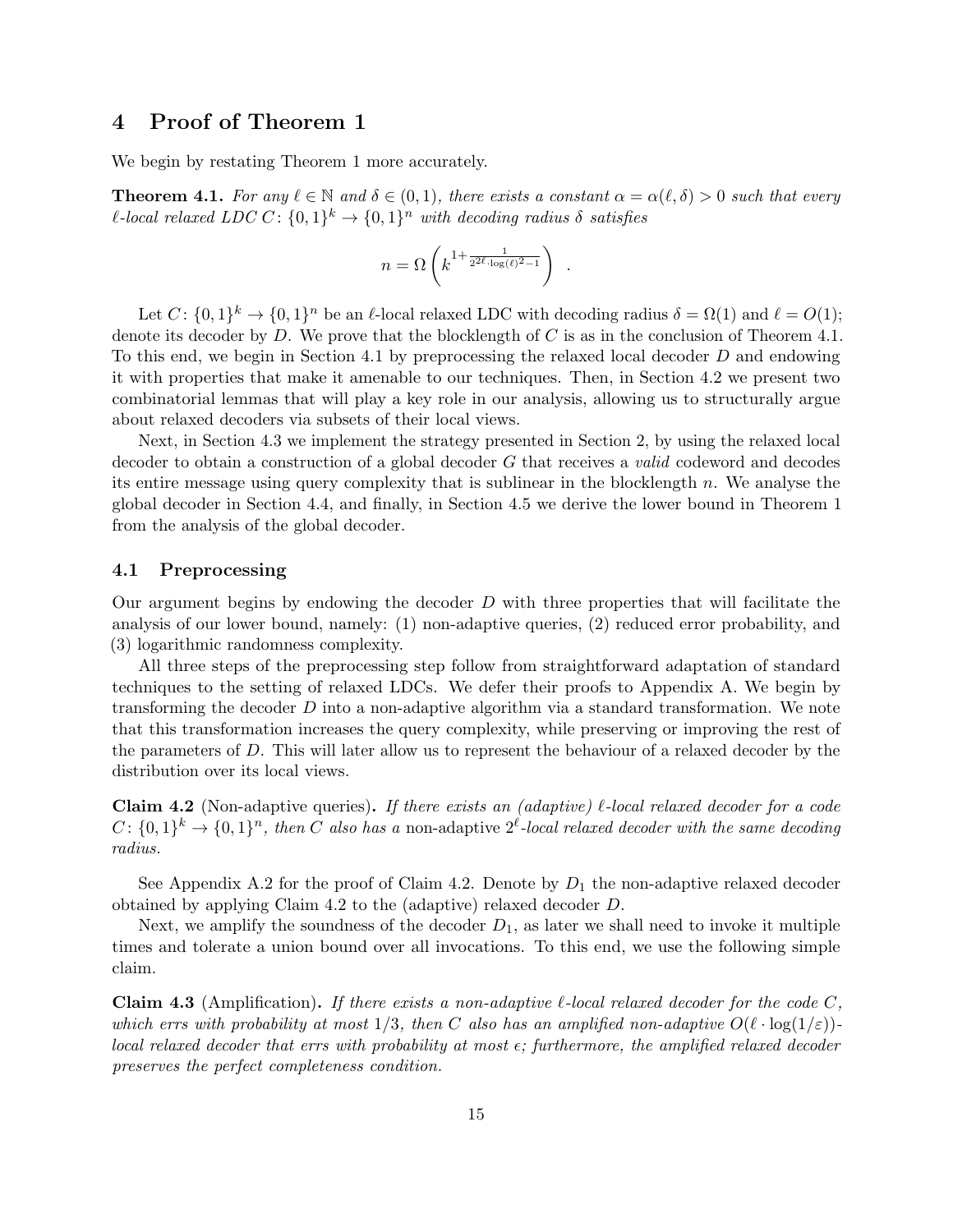# 4 Proof of Theorem 1

We begin by restating Theorem 1 more accurately.

**Theorem 4.1.** *For any $\ell \in \mathbb{N}$ and $\delta \in (0,1)$, there exists a constant $\alpha = \alpha(\ell, \delta) > 0$ such that every $\ell$-local relaxed LDC $C \colon \{0,1\}^k \to \{0,1\}^n$ with decoding radius $\delta$ satisfies*

$$n = \Omega\left(k^{1+\frac{1}{2^{2\ell}\cdot\log(\ell)^2-1}}\right) \ .$$

Let $C \colon \{0,1\}^k \to \{0,1\}^n$ be an $\ell$-local relaxed LDC with decoding radius $\delta = \Omega(1)$ and $\ell = O(1)$; denote its decoder by $D$. We prove that the blocklength of $C$ is as in the conclusion of Theorem 4.1. To this end, we begin in Section 4.1 by preprocessing the relaxed local decoder $D$ and endowing it with properties that make it amenable to our techniques. Then, in Section 4.2 we present two combinatorial lemmas that will play a key role in our analysis, allowing us to structurally argue about relaxed decoders via subsets of their local views.

Next, in Section 4.3 we implement the strategy presented in Section 2, by using the relaxed local decoder to obtain a construction of a global decoder $G$ that receives a *valid* codeword and decodes its entire message using query complexity that is sublinear in the blocklength $n$. We analyse the global decoder in Section 4.4, and finally, in Section 4.5 we derive the lower bound in Theorem 1 from the analysis of the global decoder.

## 4.1 Preprocessing

Our argument begins by endowing the decoder $D$ with three properties that will facilitate the analysis of our lower bound, namely: (1) non-adaptive queries, (2) reduced error probability, and (3) logarithmic randomness complexity.

All three steps of the preprocessing step follow from straightforward adaptation of standard techniques to the setting of relaxed LDCs. We defer their proofs to Appendix A. We begin by transforming the decoder $D$ into a non-adaptive algorithm via a standard transformation. We note that this transformation increases the query complexity, while preserving or improving the rest of the parameters of $D$. This will later allow us to represent the behaviour of a relaxed decoder by the distribution over its local views.

**Claim 4.2** (Non-adaptive queries)**.** *If there exists an (adaptive) $\ell$-local relaxed decoder for a code $C \colon \{0,1\}^k \to \{0,1\}^n$, then $C$ also has a* non-adaptive *$2^\ell$-local relaxed decoder with the same decoding radius.*

See Appendix A.2 for the proof of Claim 4.2. Denote by $D_1$ the non-adaptive relaxed decoder obtained by applying Claim 4.2 to the (adaptive) relaxed decoder $D$.

Next, we amplify the soundness of the decoder $D_1$, as later we shall need to invoke it multiple times and tolerate a union bound over all invocations. To this end, we use the following simple claim.

**Claim 4.3** (Amplification)**.** *If there exists a non-adaptive $\ell$-local relaxed decoder for the code $C$, which errs with probability at most $1/3$, then $C$ also has an amplified non-adaptive $O(\ell \cdot \log(1/\varepsilon))$-local relaxed decoder that errs with probability at most $\epsilon$; furthermore, the amplified relaxed decoder preserves the perfect completeness condition.*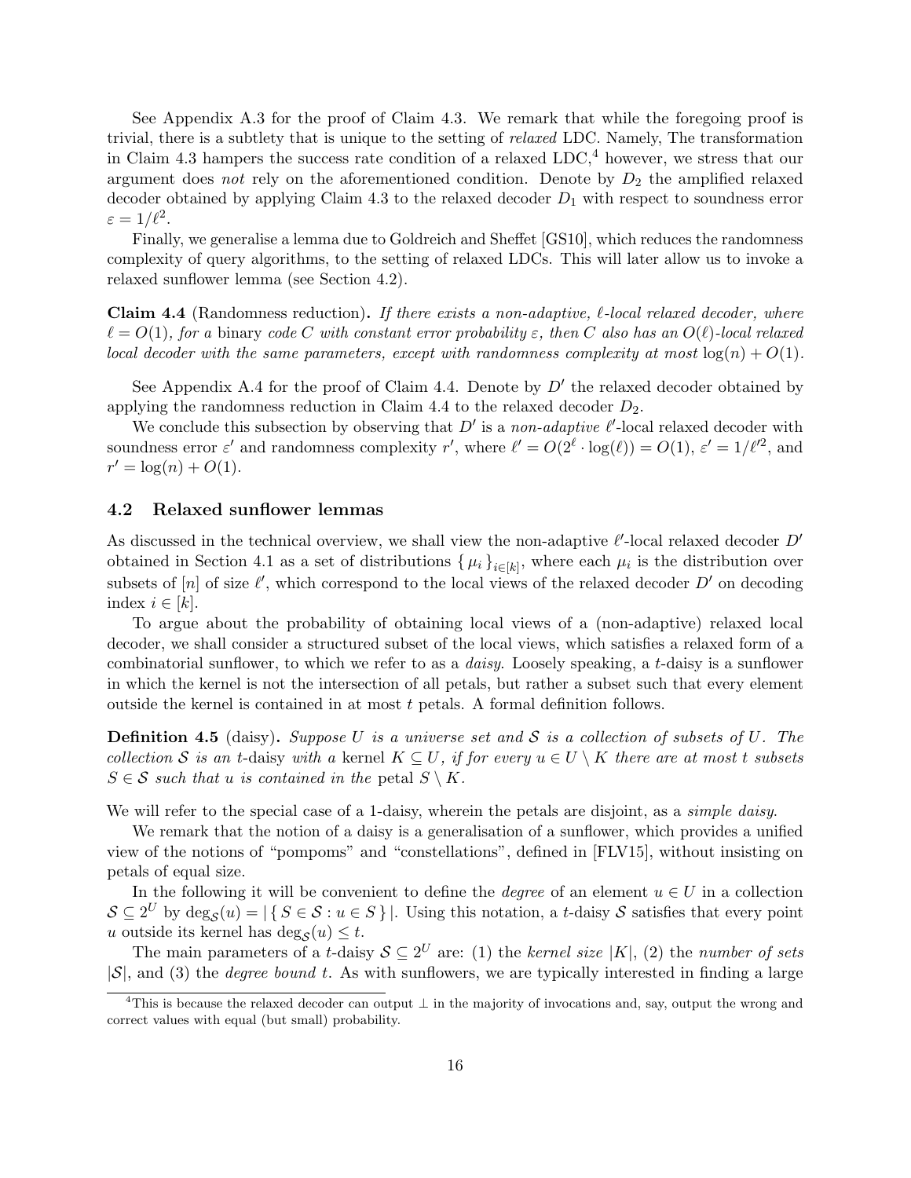See Appendix A.3 for the proof of Claim 4.3. We remark that while the foregoing proof is trivial, there is a subtlety that is unique to the setting of *relaxed* LDC. Namely, The transformation in Claim 4.3 hampers the success rate condition of a relaxed LDC,[4] however, we stress that our argument does *not* rely on the aforementioned condition. Denote by $D_2$ the amplified relaxed decoder obtained by applying Claim 4.3 to the relaxed decoder $D_1$ with respect to soundness error $\varepsilon = 1/\ell^2$.

Finally, we generalise a lemma due to Goldreich and Sheffet [GS10], which reduces the randomness complexity of query algorithms, to the setting of relaxed LDCs. This will later allow us to invoke a relaxed sunflower lemma (see Section 4.2).

**Claim 4.4** (Randomness reduction)**.** *If there exists a non-adaptive, $\ell$-local relaxed decoder, where $\ell = O(1)$, for a* binary *code $C$ with constant error probability $\varepsilon$, then $C$ also has an $O(\ell)$-local relaxed local decoder with the same parameters, except with randomness complexity at most $\log(n) + O(1)$.*

See Appendix A.4 for the proof of Claim 4.4. Denote by $D'$ the relaxed decoder obtained by applying the randomness reduction in Claim 4.4 to the relaxed decoder $D_2$.

We conclude this subsection by observing that $D'$ is a *non-adaptive* $\ell'$-local relaxed decoder with soundness error $\varepsilon'$ and randomness complexity $r'$, where $\ell' = O(2^\ell \cdot \log(\ell)) = O(1)$, $\varepsilon' = 1/\ell'^2$, and $r' = \log(n) + O(1)$.

### 4.2 Relaxed sunflower lemmas

As discussed in the technical overview, we shall view the non-adaptive $\ell'$-local relaxed decoder $D'$ obtained in Section 4.1 as a set of distributions $\{ \mu_i \}_{i \in [k]}$, where each $\mu_i$ is the distribution over subsets of $[n]$ of size $\ell'$, which correspond to the local views of the relaxed decoder $D'$ on decoding index $i \in [k]$.

To argue about the probability of obtaining local views of a (non-adaptive) relaxed local decoder, we shall consider a structured subset of the local views, which satisfies a relaxed form of a combinatorial sunflower, to which we refer to as a *daisy*. Loosely speaking, a $t$-daisy is a sunflower in which the kernel is not the intersection of all petals, but rather a subset such that every element outside the kernel is contained in at most $t$ petals. A formal definition follows.

**Definition 4.5** (daisy)**.** *Suppose $U$ is a universe set and $\mathcal{S}$ is a collection of subsets of $U$. The collection $\mathcal{S}$ is an $t$-*daisy *with a* kernel *$K \subseteq U$, if for every $u \in U \setminus K$ there are at most $t$ subsets $S \in \mathcal{S}$ such that $u$ is contained in the* petal *$S \setminus K$.*

We will refer to the special case of a 1-daisy, wherein the petals are disjoint, as a *simple daisy*.

We remark that the notion of a daisy is a generalisation of a sunflower, which provides a unified view of the notions of "pompoms" and "constellations", defined in [FLV15], without insisting on petals of equal size.

In the following it will be convenient to define the *degree* of an element $u \in U$ in a collection $\mathcal{S} \subseteq 2^U$ by $\deg_{\mathcal{S}}(u) = |\{ S \in \mathcal{S} : u \in S \}|$. Using this notation, a $t$-daisy $\mathcal{S}$ satisfies that every point $u$ outside its kernel has $\deg_{\mathcal{S}}(u) \leq t$.

The main parameters of a $t$-daisy $\mathcal{S} \subseteq 2^U$ are: (1) the *kernel size* $|K|$, (2) the *number of sets* $|\mathcal{S}|$, and (3) the *degree bound* $t$. As with sunflowers, we are typically interested in finding a large

[4] This is because the relaxed decoder can output $\perp$ in the majority of invocations and, say, output the wrong and correct values with equal (but small) probability.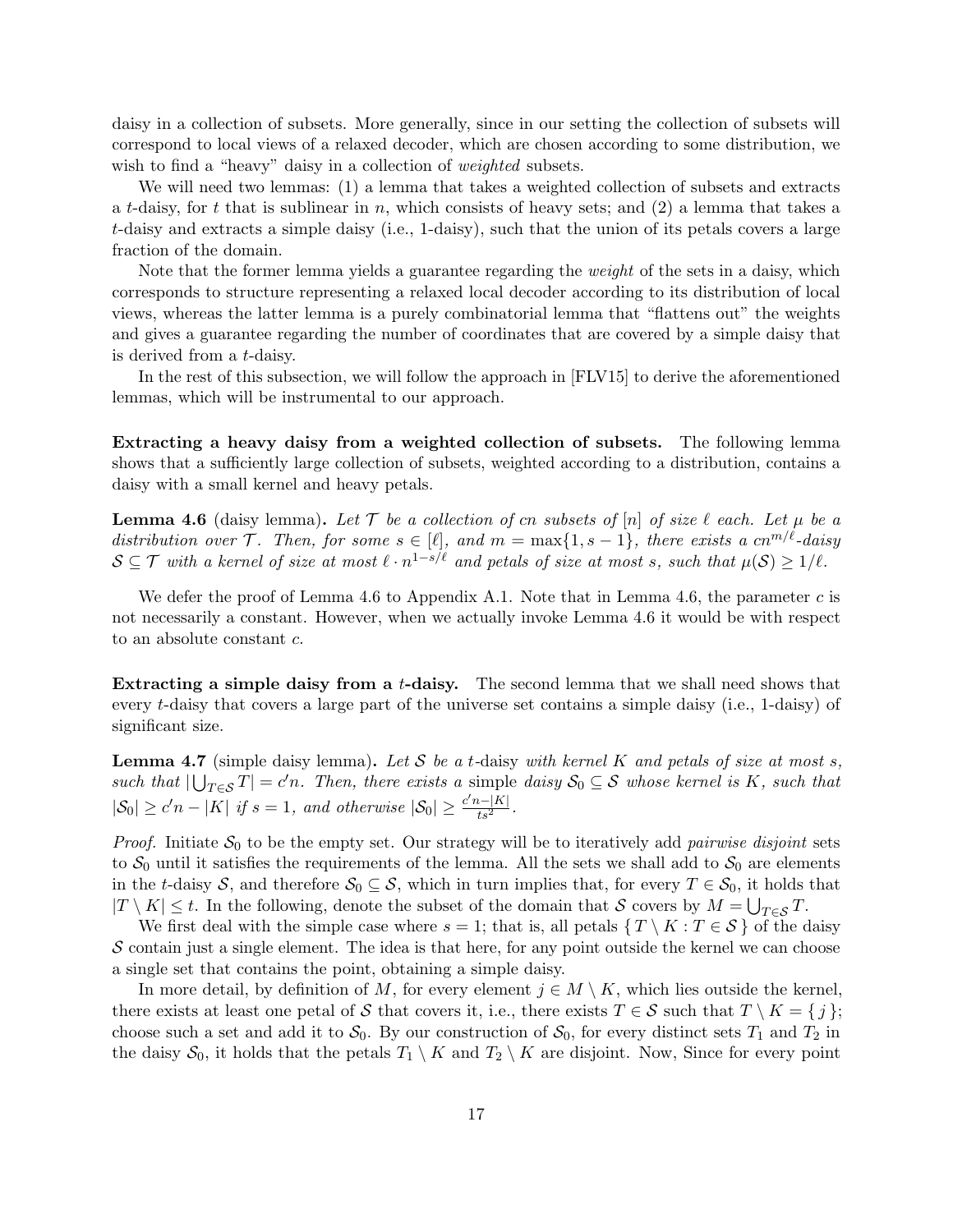daisy in a collection of subsets. More generally, since in our setting the collection of subsets will correspond to local views of a relaxed decoder, which are chosen according to some distribution, we wish to find a "heavy" daisy in a collection of *weighted* subsets.

We will need two lemmas: (1) a lemma that takes a weighted collection of subsets and extracts a $t$-daisy, for $t$ that is sublinear in $n$, which consists of heavy sets; and (2) a lemma that takes a $t$-daisy and extracts a simple daisy (i.e., 1-daisy), such that the union of its petals covers a large fraction of the domain.

Note that the former lemma yields a guarantee regarding the *weight* of the sets in a daisy, which corresponds to structure representing a relaxed local decoder according to its distribution of local views, whereas the latter lemma is a purely combinatorial lemma that "flattens out" the weights and gives a guarantee regarding the number of coordinates that are covered by a simple daisy that is derived from a $t$-daisy.

In the rest of this subsection, we will follow the approach in [FLV15] to derive the aforementioned lemmas, which will be instrumental to our approach.

**Extracting a heavy daisy from a weighted collection of subsets.** The following lemma shows that a sufficiently large collection of subsets, weighted according to a distribution, contains a daisy with a small kernel and heavy petals.

**Lemma 4.6** (daisy lemma)**.** *Let $\mathcal{T}$ be a collection of $cn$ subsets of $[n]$ of size $\ell$ each. Let $\mu$ be a distribution over $\mathcal{T}$. Then, for some $s \in [\ell]$, and $m = \max\{1, s-1\}$, there exists a $cn^{m/\ell}$-daisy $\mathcal{S} \subseteq \mathcal{T}$ with a kernel of size at most $\ell \cdot n^{1-s/\ell}$ and petals of size at most $s$, such that $\mu(\mathcal{S}) \geq 1/\ell$.*

We defer the proof of Lemma 4.6 to Appendix A.1. Note that in Lemma 4.6, the parameter $c$ is not necessarily a constant. However, when we actually invoke Lemma 4.6 it would be with respect to an absolute constant $c$.

**Extracting a simple daisy from a $t$-daisy.** The second lemma that we shall need shows that every $t$-daisy that covers a large part of the universe set contains a simple daisy (i.e., 1-daisy) of significant size.

**Lemma 4.7** (simple daisy lemma)**.** *Let $\mathcal{S}$ be a $t$-daisy with kernel $K$ and petals of size at most $s$, such that $|\bigcup_{T\in\mathcal{S}} T| = c'n$. Then, there exists a* simple *daisy $\mathcal{S}_0 \subseteq \mathcal{S}$ whose kernel is $K$, such that $|\mathcal{S}_0| \geq c'n - |K|$ if $s = 1$, and otherwise $|\mathcal{S}_0| \geq \frac{c'n-|K|}{ts^2}$.*

*Proof.* Initiate $\mathcal{S}_0$ to be the empty set. Our strategy will be to iteratively add *pairwise disjoint* sets to $\mathcal{S}_0$ until it satisfies the requirements of the lemma. All the sets we shall add to $\mathcal{S}_0$ are elements in the $t$-daisy $\mathcal{S}$, and therefore $\mathcal{S}_0 \subseteq \mathcal{S}$, which in turn implies that, for every $T \in \mathcal{S}_0$, it holds that $|T \setminus K| \leq t$. In the following, denote the subset of the domain that $\mathcal{S}$ covers by $M = \bigcup_{T\in\mathcal{S}} T$.

We first deal with the simple case where $s = 1$; that is, all petals $\{ T \setminus K : T \in \mathcal{S} \}$ of the daisy $\mathcal{S}$ contain just a single element. The idea is that here, for any point outside the kernel we can choose a single set that contains the point, obtaining a simple daisy.

In more detail, by definition of $M$, for every element $j \in M \setminus K$, which lies outside the kernel, there exists at least one petal of $\mathcal{S}$ that covers it, i.e., there exists $T \in \mathcal{S}$ such that $T \setminus K = \{ j \}$; choose such a set and add it to $\mathcal{S}_0$. By our construction of $\mathcal{S}_0$, for every distinct sets $T_1$ and $T_2$ in the daisy $\mathcal{S}_0$, it holds that the petals $T_1 \setminus K$ and $T_2 \setminus K$ are disjoint. Now, Since for every point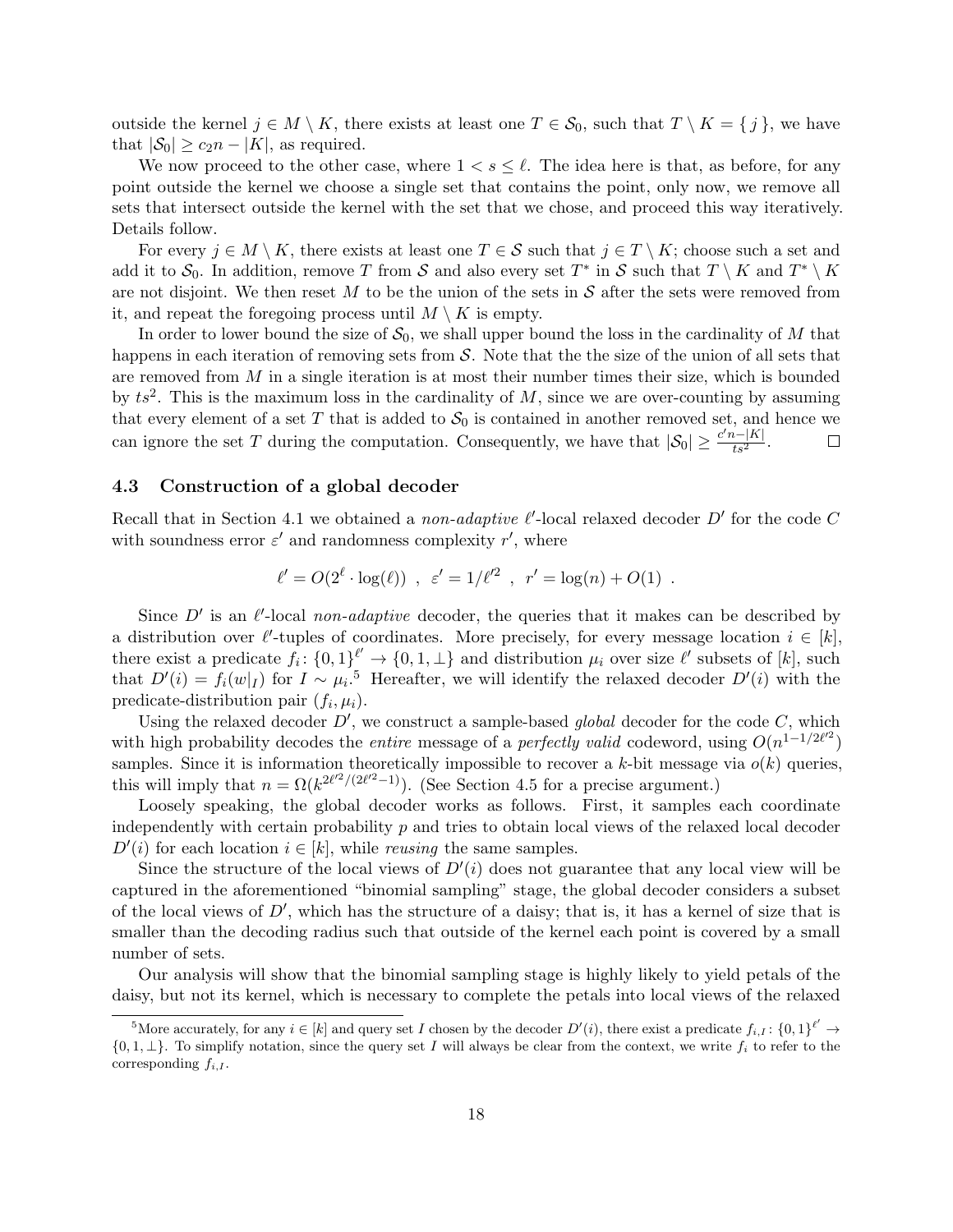outside the kernel $j \in M \setminus K$, there exists at least one $T \in \mathcal{S}_0$, such that $T \setminus K = \{ j \}$, we have that $|\mathcal{S}_0| \geq c_2 n - |K|$, as required.

We now proceed to the other case, where $1 < s \leq \ell$. The idea here is that, as before, for any point outside the kernel we choose a single set that contains the point, only now, we remove all sets that intersect outside the kernel with the set that we chose, and proceed this way iteratively. Details follow.

For every $j \in M \setminus K$, there exists at least one $T \in \mathcal{S}$ such that $j \in T \setminus K$; choose such a set and add it to $\mathcal{S}_0$. In addition, remove $T$ from $\mathcal{S}$ and also every set $T^*$ in $\mathcal{S}$ such that $T \setminus K$ and $T^* \setminus K$ are not disjoint. We then reset $M$ to be the union of the sets in $\mathcal{S}$ after the sets were removed from it, and repeat the foregoing process until $M \setminus K$ is empty.

In order to lower bound the size of $\mathcal{S}_0$, we shall upper bound the loss in the cardinality of $M$ that happens in each iteration of removing sets from $\mathcal{S}$. Note that the the size of the union of all sets that are removed from $M$ in a single iteration is at most their number times their size, which is bounded by $ts^2$. This is the maximum loss in the cardinality of $M$, since we are over-counting by assuming that every element of a set $T$ that is added to $\mathcal{S}_0$ is contained in another removed set, and hence we can ignore the set $T$ during the computation. Consequently, we have that $|\mathcal{S}_0| \geq \frac{c'n - |K|}{ts^2}$. $\square$

### 4.3 Construction of a global decoder

Recall that in Section 4.1 we obtained a *non-adaptive* $\ell'$-local relaxed decoder $D'$ for the code $C$ with soundness error $\varepsilon'$ and randomness complexity $r'$, where

$$\ell' = O(2^{\ell} \cdot \log(\ell)) \ , \ \varepsilon' = 1/\ell'^2 \ , \ r' = \log(n) + O(1) \ .$$

Since $D'$ is an $\ell'$-local *non-adaptive* decoder, the queries that it makes can be described by a distribution over $\ell'$-tuples of coordinates. More precisely, for every message location $i \in [k]$, there exist a predicate $f_i \colon \{0,1\}^{\ell'} \to \{0, 1, \perp\}$ and distribution $\mu_i$ over size $\ell'$ subsets of $[k]$, such that $D'(i) = f_i(w|_I)$ for $I \sim \mu_i$.[5] Hereafter, we will identify the relaxed decoder $D'(i)$ with the predicate-distribution pair $(f_i, \mu_i)$.

Using the relaxed decoder $D'$, we construct a sample-based *global* decoder for the code $C$, which with high probability decodes the *entire* message of a *perfectly valid* codeword, using $O(n^{1-1/2\ell'^2})$ samples. Since it is information theoretically impossible to recover a $k$-bit message via $o(k)$ queries, this will imply that $n = \Omega(k^{2\ell'^2/(2\ell'^2-1)})$. (See Section 4.5 for a precise argument.)

Loosely speaking, the global decoder works as follows. First, it samples each coordinate independently with certain probability $p$ and tries to obtain local views of the relaxed local decoder $D'(i)$ for each location $i \in [k]$, while *reusing* the same samples.

Since the structure of the local views of $D'(i)$ does not guarantee that any local view will be captured in the aforementioned "binomial sampling" stage, the global decoder considers a subset of the local views of $D'$, which has the structure of a daisy; that is, it has a kernel of size that is smaller than the decoding radius such that outside of the kernel each point is covered by a small number of sets.

Our analysis will show that the binomial sampling stage is highly likely to yield petals of the daisy, but not its kernel, which is necessary to complete the petals into local views of the relaxed

[5] More accurately, for any $i \in [k]$ and query set $I$ chosen by the decoder $D'(i)$, there exist a predicate $f_{i,I} \colon \{0,1\}^{\ell'} \to \{0, 1, \perp\}$. To simplify notation, since the query set $I$ will always be clear from the context, we write $f_i$ to refer to the corresponding $f_{i,I}$.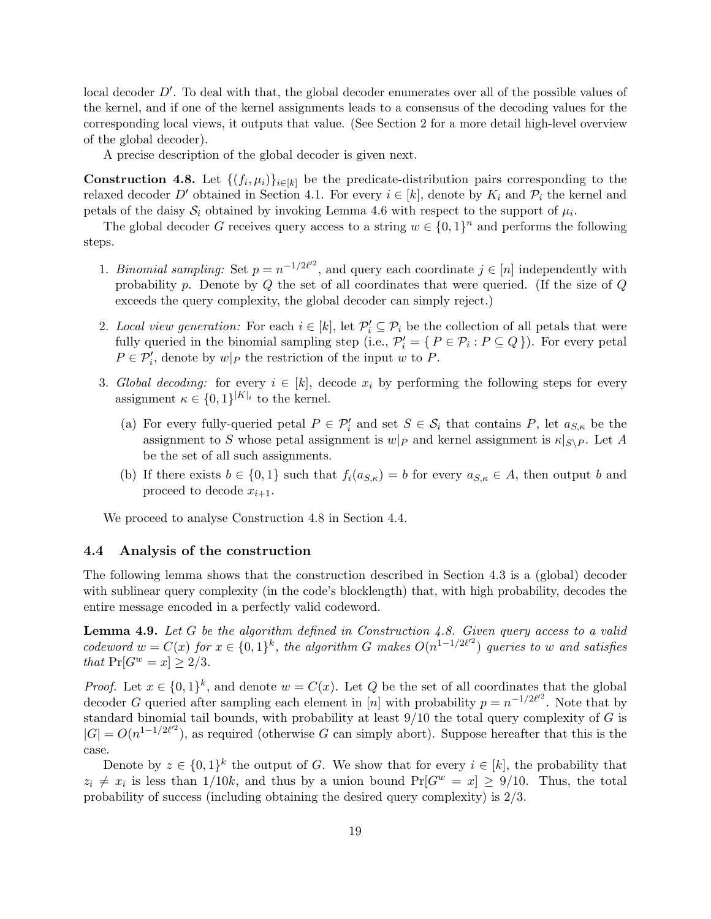local decoder $D'$. To deal with that, the global decoder enumerates over all of the possible values of the kernel, and if one of the kernel assignments leads to a consensus of the decoding values for the corresponding local views, it outputs that value. (See Section 2 for a more detail high-level overview of the global decoder).

A precise description of the global decoder is given next.

**Construction 4.8.** Let $\{(f_i, \mu_i)\}_{i\in[k]}$ be the predicate-distribution pairs corresponding to the relaxed decoder $D'$ obtained in Section 4.1. For every $i \in [k]$, denote by $K_i$ and $\mathcal{P}_i$ the kernel and petals of the daisy $\mathcal{S}_i$ obtained by invoking Lemma 4.6 with respect to the support of $\mu_i$.

The global decoder $G$ receives query access to a string $w \in \{0,1\}^n$ and performs the following steps.

1. *Binomial sampling:* Set $p = n^{-1/2\ell'^2}$, and query each coordinate $j \in [n]$ independently with probability $p$. Denote by $Q$ the set of all coordinates that were queried. (If the size of $Q$ exceeds the query complexity, the global decoder can simply reject.)
2. *Local view generation:* For each $i \in [k]$, let $\mathcal{P}'_i \subseteq \mathcal{P}_i$ be the collection of all petals that were fully queried in the binomial sampling step (i.e., $\mathcal{P}'_i = \{ P \in \mathcal{P}_i : P \subseteq Q \}$). For every petal $P \in \mathcal{P}'_i$, denote by $w|_P$ the restriction of the input $w$ to $P$.
3. *Global decoding:* for every $i \in [k]$, decode $x_i$ by performing the following steps for every assignment $\kappa \in \{0,1\}^{|K|_i}$ to the kernel.
   (a) For every fully-queried petal $P \in \mathcal{P}'_i$ and set $S \in \mathcal{S}_i$ that contains $P$, let $a_{S,\kappa}$ be the assignment to $S$ whose petal assignment is $w|_P$ and kernel assignment is $\kappa|_{S\setminus P}$. Let $A$ be the set of all such assignments.
   (b) If there exists $b \in \{0,1\}$ such that $f_i(a_{S,\kappa}) = b$ for every $a_{S,\kappa} \in A$, then output $b$ and proceed to decode $x_{i+1}$.

We proceed to analyse Construction 4.8 in Section 4.4.

## 4.4 Analysis of the construction

The following lemma shows that the construction described in Section 4.3 is a (global) decoder with sublinear query complexity (in the code's blocklength) that, with high probability, decodes the entire message encoded in a perfectly valid codeword.

**Lemma 4.9.** *Let $G$ be the algorithm defined in Construction 4.8. Given query access to a valid codeword $w = C(x)$ for $x \in \{0,1\}^k$, the algorithm $G$ makes $O(n^{1-1/2\ell'^2})$ queries to $w$ and satisfies that $\Pr[G^w = x] \geq 2/3$.*

*Proof.* Let $x \in \{0,1\}^k$, and denote $w = C(x)$. Let $Q$ be the set of all coordinates that the global decoder $G$ queried after sampling each element in $[n]$ with probability $p = n^{-1/2\ell'^2}$. Note that by standard binomial tail bounds, with probability at least $9/10$ the total query complexity of $G$ is $|G| = O(n^{1-1/2\ell'^2})$, as required (otherwise $G$ can simply abort). Suppose hereafter that this is the case.

Denote by $z \in \{0,1\}^k$ the output of $G$. We show that for every $i \in [k]$, the probability that $z_i \neq x_i$ is less than $1/10k$, and thus by a union bound $\Pr[G^w = x] \geq 9/10$. Thus, the total probability of success (including obtaining the desired query complexity) is $2/3$.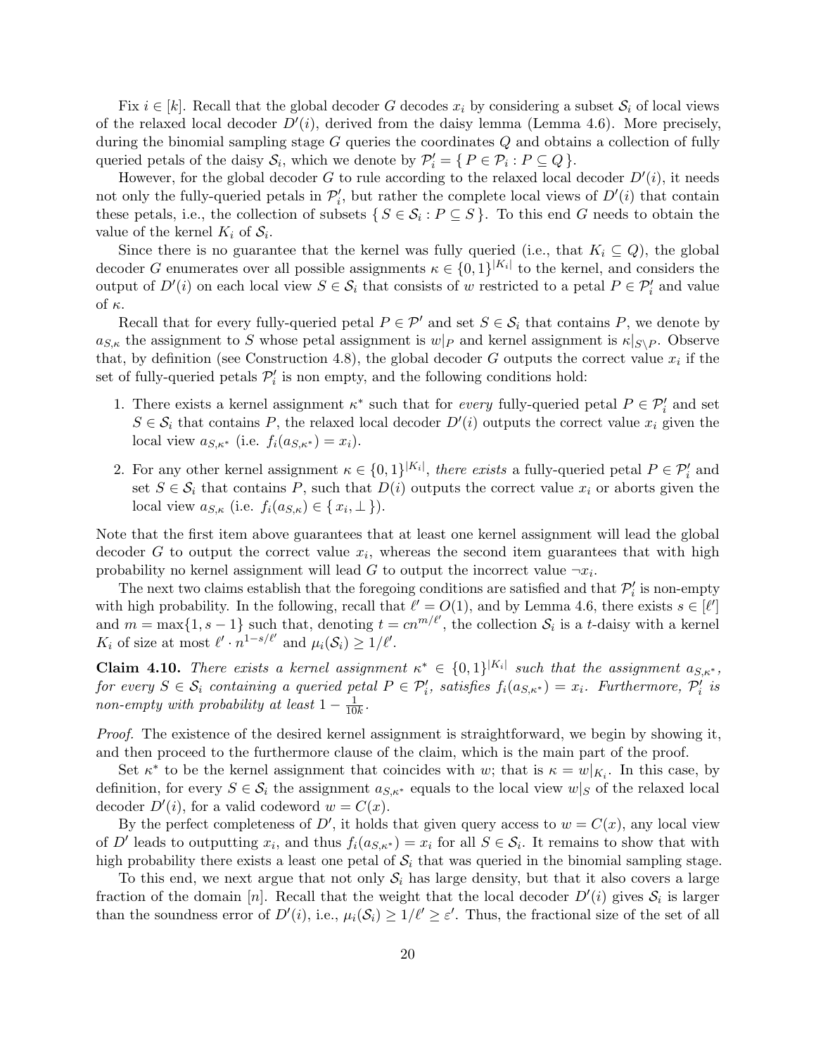Fix $i \in [k]$. Recall that the global decoder $G$ decodes $x_i$ by considering a subset $\mathcal{S}_i$ of local views of the relaxed local decoder $D'(i)$, derived from the daisy lemma (Lemma 4.6). More precisely, during the binomial sampling stage $G$ queries the coordinates $Q$ and obtains a collection of fully queried petals of the daisy $\mathcal{S}_i$, which we denote by $\mathcal{P}'_i = \{ P \in \mathcal{P}_i : P \subseteq Q \}$.

However, for the global decoder $G$ to rule according to the relaxed local decoder $D'(i)$, it needs not only the fully-queried petals in $\mathcal{P}'_i$, but rather the complete local views of $D'(i)$ that contain these petals, i.e., the collection of subsets $\{ S \in \mathcal{S}_i : P \subseteq S \}$. To this end $G$ needs to obtain the value of the kernel $K_i$ of $\mathcal{S}_i$.

Since there is no guarantee that the kernel was fully queried (i.e., that $K_i \subseteq Q$), the global decoder $G$ enumerates over all possible assignments $\kappa \in \{0,1\}^{|K_i|}$ to the kernel, and considers the output of $D'(i)$ on each local view $S \in \mathcal{S}_i$ that consists of $w$ restricted to a petal $P \in \mathcal{P}'_i$ and value of $\kappa$.

Recall that for every fully-queried petal $P \in \mathcal{P}'$ and set $S \in \mathcal{S}_i$ that contains $P$, we denote by $a_{S,\kappa}$ the assignment to $S$ whose petal assignment is $w|_P$ and kernel assignment is $\kappa|_{S \setminus P}$. Observe that, by definition (see Construction 4.8), the global decoder $G$ outputs the correct value $x_i$ if the set of fully-queried petals $\mathcal{P}'_i$ is non empty, and the following conditions hold:

1. There exists a kernel assignment $\kappa^*$ such that for *every* fully-queried petal $P \in \mathcal{P}'_i$ and set $S \in \mathcal{S}_i$ that contains $P$, the relaxed local decoder $D'(i)$ outputs the correct value $x_i$ given the local view $a_{S,\kappa^*}$ (i.e. $f_i(a_{S,\kappa^*}) = x_i$).
2. For any other kernel assignment $\kappa \in \{0,1\}^{|K_i|}$, *there exists* a fully-queried petal $P \in \mathcal{P}'_i$ and set $S \in \mathcal{S}_i$ that contains $P$, such that $D(i)$ outputs the correct value $x_i$ or aborts given the local view $a_{S,\kappa}$ (i.e. $f_i(a_{S,\kappa}) \in \{ x_i, \perp \}$).

Note that the first item above guarantees that at least one kernel assignment will lead the global decoder $G$ to output the correct value $x_i$, whereas the second item guarantees that with high probability no kernel assignment will lead $G$ to output the incorrect value $\neg x_i$.

The next two claims establish that the foregoing conditions are satisfied and that $\mathcal{P}'_i$ is non-empty with high probability. In the following, recall that $\ell' = O(1)$, and by Lemma 4.6, there exists $s \in [\ell']$ and $m = \max\{1, s-1\}$ such that, denoting $t = cn^{m/\ell'}$, the collection $\mathcal{S}_i$ is a $t$-daisy with a kernel $K_i$ of size at most $\ell' \cdot n^{1-s/\ell'}$ and $\mu_i(\mathcal{S}_i) \geq 1/\ell'$.

**Claim 4.10.** *There exists a kernel assignment $\kappa^* \in \{0,1\}^{|K_i|}$ such that the assignment $a_{S,\kappa^*}$, for every $S \in \mathcal{S}_i$ containing a queried petal $P \in \mathcal{P}'_i$, satisfies $f_i(a_{S,\kappa^*}) = x_i$. Furthermore, $\mathcal{P}'_i$ is non-empty with probability at least $1 - \frac{1}{10k}$.*

*Proof.* The existence of the desired kernel assignment is straightforward, we begin by showing it, and then proceed to the furthermore clause of the claim, which is the main part of the proof.

Set $\kappa^*$ to be the kernel assignment that coincides with $w$; that is $\kappa = w|_{K_i}$. In this case, by definition, for every $S \in \mathcal{S}_i$ the assignment $a_{S,\kappa^*}$ equals to the local view $w|_S$ of the relaxed local decoder $D'(i)$, for a valid codeword $w = C(x)$.

By the perfect completeness of $D'$, it holds that given query access to $w = C(x)$, any local view of $D'$ leads to outputting $x_i$, and thus $f_i(a_{S,\kappa^*}) = x_i$ for all $S \in \mathcal{S}_i$. It remains to show that with high probability there exists a least one petal of $\mathcal{S}_i$ that was queried in the binomial sampling stage.

To this end, we next argue that not only $\mathcal{S}_i$ has large density, but that it also covers a large fraction of the domain $[n]$. Recall that the weight that the local decoder $D'(i)$ gives $\mathcal{S}_i$ is larger than the soundness error of $D'(i)$, i.e., $\mu_i(\mathcal{S}_i) \geq 1/\ell' \geq \varepsilon'$. Thus, the fractional size of the set of all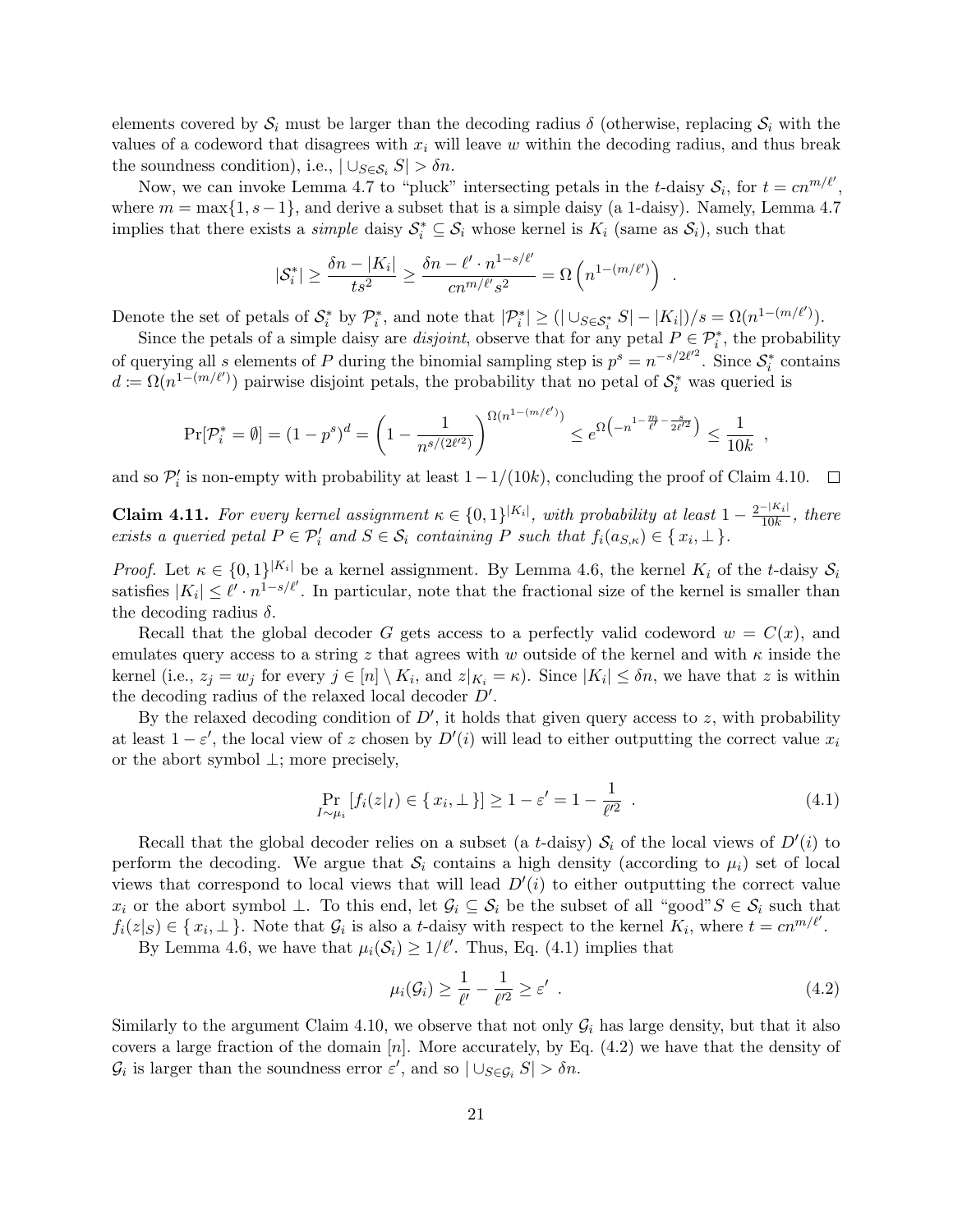elements covered by $\mathcal{S}_i$ must be larger than the decoding radius $\delta$ (otherwise, replacing $\mathcal{S}_i$ with the values of a codeword that disagrees with $x_i$ will leave $w$ within the decoding radius, and thus break the soundness condition), i.e., $|\cup_{S \in \mathcal{S}_i} S| > \delta n$.

Now, we can invoke Lemma 4.7 to "pluck" intersecting petals in the $t$-daisy $\mathcal{S}_i$, for $t = cn^{m/\ell'}$, where $m = \max\{1, s-1\}$, and derive a subset that is a simple daisy (a 1-daisy). Namely, Lemma 4.7 implies that there exists a *simple* daisy $\mathcal{S}_i^* \subseteq \mathcal{S}_i$ whose kernel is $K_i$ (same as $\mathcal{S}_i$), such that

$$|\mathcal{S}_i^*| \geq \frac{\delta n - |K_i|}{ts^2} \geq \frac{\delta n - \ell' \cdot n^{1-s/\ell'}}{cn^{m/\ell'} s^2} = \Omega\left(n^{1-(m/\ell')}\right) \ .$$

Denote the set of petals of $\mathcal{S}_i^*$ by $\mathcal{P}_i^*$, and note that $|\mathcal{P}_i^*| \geq (|\cup_{S \in \mathcal{S}_i^*} S| - |K_i|)/s = \Omega(n^{1-(m/\ell')})$.

Since the petals of a simple daisy are *disjoint*, observe that for any petal $P \in \mathcal{P}_i^*$, the probability of querying all $s$ elements of $P$ during the binomial sampling step is $p^s = n^{-s/2\ell'^2}$. Since $\mathcal{S}_i^*$ contains $d := \Omega(n^{1-(m/\ell')})$ pairwise disjoint petals, the probability that no petal of $\mathcal{S}_i^*$ was queried is

$$\Pr[\mathcal{P}_i^* = \emptyset] = (1-p^s)^d = \left(1 - \frac{1}{n^{s/(2\ell'^2)}}\right)^{\Omega(n^{1-(m/\ell')})} \leq e^{\Omega\left(-n^{1-\frac{m}{\ell'}-\frac{s}{2\ell'^2}}\right)} \leq \frac{1}{10k} \ ,$$

and so $\mathcal{P}_i'$ is non-empty with probability at least $1 - 1/(10k)$, concluding the proof of Claim 4.10. $\square$

**Claim 4.11.** *For every kernel assignment $\kappa \in \{0,1\}^{|K_i|}$, with probability at least $1 - \frac{2^{-|K_i|}}{10k}$, there exists a queried petal $P \in \mathcal{P}_i'$ and $S \in \mathcal{S}_i$ containing $P$ such that $f_i(a_{S,\kappa}) \in \{x_i, \perp\}$.*

*Proof.* Let $\kappa \in \{0,1\}^{|K_i|}$ be a kernel assignment. By Lemma 4.6, the kernel $K_i$ of the $t$-daisy $\mathcal{S}_i$ satisfies $|K_i| \leq \ell' \cdot n^{1-s/\ell'}$. In particular, note that the fractional size of the kernel is smaller than the decoding radius $\delta$.

Recall that the global decoder $G$ gets access to a perfectly valid codeword $w = C(x)$, and emulates query access to a string $z$ that agrees with $w$ outside of the kernel and with $\kappa$ inside the kernel (i.e., $z_j = w_j$ for every $j \in [n] \setminus K_i$, and $z|_{K_i} = \kappa$). Since $|K_i| \leq \delta n$, we have that $z$ is within the decoding radius of the relaxed local decoder $D'$.

By the relaxed decoding condition of $D'$, it holds that given query access to $z$, with probability at least $1 - \varepsilon'$, the local view of $z$ chosen by $D'(i)$ will lead to either outputting the correct value $x_i$ or the abort symbol $\perp$; more precisely,

$$\Pr_{I \sim \mu_i}[f_i(z|_I) \in \{x_i, \perp\}] \geq 1 - \varepsilon' = 1 - \frac{1}{\ell'^2} \ . \tag{4.1}$$

Recall that the global decoder relies on a subset (a $t$-daisy) $\mathcal{S}_i$ of the local views of $D'(i)$ to perform the decoding. We argue that $\mathcal{S}_i$ contains a high density (according to $\mu_i$) set of local views that correspond to local views that will lead $D'(i)$ to either outputting the correct value $x_i$ or the abort symbol $\perp$. To this end, let $\mathcal{G}_i \subseteq \mathcal{S}_i$ be the subset of all "good" $S \in \mathcal{S}_i$ such that $f_i(z|_S) \in \{x_i, \perp\}$. Note that $\mathcal{G}_i$ is also a $t$-daisy with respect to the kernel $K_i$, where $t = cn^{m/\ell'}$.

By Lemma 4.6, we have that $\mu_i(\mathcal{S}_i) \geq 1/\ell'$. Thus, Eq. (4.1) implies that

$$\mu_i(\mathcal{G}_i) \geq \frac{1}{\ell'} - \frac{1}{\ell'^2} \geq \varepsilon' \ . \tag{4.2}$$

Similarly to the argument Claim 4.10, we observe that not only $\mathcal{G}_i$ has large density, but that it also covers a large fraction of the domain $[n]$. More accurately, by Eq. (4.2) we have that the density of $\mathcal{G}_i$ is larger than the soundness error $\varepsilon'$, and so $|\cup_{S \in \mathcal{G}_i} S| > \delta n$.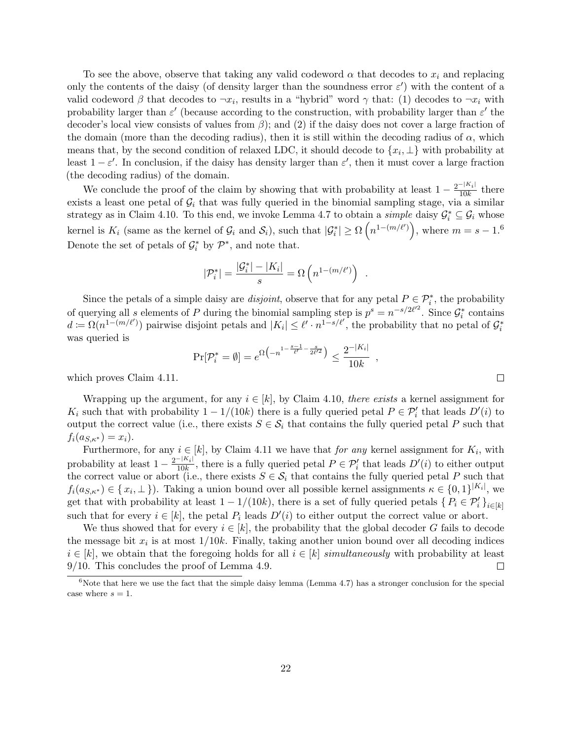To see the above, observe that taking any valid codeword $\alpha$ that decodes to $x_i$ and replacing only the contents of the daisy (of density larger than the soundness error $\varepsilon'$) with the content of a valid codeword $\beta$ that decodes to $\neg x_i$, results in a "hybrid" word $\gamma$ that: (1) decodes to $\neg x_i$ with probability larger than $\varepsilon'$ (because according to the construction, with probability larger than $\varepsilon'$ the decoder's local view consists of values from $\beta$); and (2) if the daisy does not cover a large fraction of the domain (more than the decoding radius), then it is still within the decoding radius of $\alpha$, which means that, by the second condition of relaxed LDC, it should decode to $\{x_i, \perp\}$ with probability at least $1 - \varepsilon'$. In conclusion, if the daisy has density larger than $\varepsilon'$, then it must cover a large fraction (the decoding radius) of the domain.

We conclude the proof of the claim by showing that with probability at least $1 - \frac{2^{-|K_i|}}{10k}$ there exists a least one petal of $\mathcal{G}_i$ that was fully queried in the binomial sampling stage, via a similar strategy as in Claim 4.10. To this end, we invoke Lemma 4.7 to obtain a *simple* daisy $\mathcal{G}_i^* \subseteq \mathcal{G}_i$ whose kernel is $K_i$ (same as the kernel of $\mathcal{G}_i$ and $\mathcal{S}_i$), such that $|\mathcal{G}_i^*| \geq \Omega\left(n^{1-(m/\ell')}\right)$, where $m = s - 1$.[6] Denote the set of petals of $\mathcal{G}_i^*$ by $\mathcal{P}^*$, and note that.

$$|\mathcal{P}_i^*| = \frac{|\mathcal{G}_i^*| - |K_i|}{s} = \Omega\left(n^{1-(m/\ell')}\right) \quad .$$

Since the petals of a simple daisy are *disjoint*, observe that for any petal $P \in \mathcal{P}_i^*$, the probability of querying all $s$ elements of $P$ during the binomial sampling step is $p^s = n^{-s/2\ell'^2}$. Since $\mathcal{G}_i^*$ contains $d \coloneqq \Omega(n^{1-(m/\ell')})$ pairwise disjoint petals and $|K_i| \leq \ell' \cdot n^{1-s/\ell'}$, the probability that no petal of $\mathcal{G}_i^*$ was queried is

$$\Pr[\mathcal{P}_i^* = \emptyset] = e^{\Omega\left(-n^{1-\frac{s-1}{\ell'}-\frac{s}{2\ell'^2}}\right)} \leq \frac{2^{-|K_i|}}{10k} \quad ,$$

which proves Claim 4.11. $\square$

Wrapping up the argument, for any $i \in [k]$, by Claim 4.10, *there exists* a kernel assignment for $K_i$ such that with probability $1 - 1/(10k)$ there is a fully queried petal $P \in \mathcal{P}_i'$ that leads $D'(i)$ to output the correct value (i.e., there exists $S \in \mathcal{S}_i$ that contains the fully queried petal $P$ such that $f_i(a_{S,\kappa^*}) = x_i$).

Furthermore, for any $i \in [k]$, by Claim 4.11 we have that *for any* kernel assignment for $K_i$, with probability at least $1 - \frac{2^{-|K_i|}}{10k}$, there is a fully queried petal $P \in \mathcal{P}_i'$ that leads $D'(i)$ to either output the correct value or abort (i.e., there exists $S \in \mathcal{S}_i$ that contains the fully queried petal $P$ such that $f_i(a_{S,\kappa^*}) \in \{x_i, \perp\}$). Taking a union bound over all possible kernel assignments $\kappa \in \{0,1\}^{|K_i|}$, we get that with probability at least $1 - 1/(10k)$, there is a set of fully queried petals $\{P_i \in \mathcal{P}_i'\}_{i \in [k]}$ such that for every $i \in [k]$, the petal $P_i$ leads $D'(i)$ to either output the correct value or abort.

We thus showed that for every $i \in [k]$, the probability that the global decoder $G$ fails to decode the message bit $x_i$ is at most $1/10k$. Finally, taking another union bound over all decoding indices $i \in [k]$, we obtain that the foregoing holds for all $i \in [k]$ *simultaneously* with probability at least $9/10$. This concludes the proof of Lemma 4.9. $\square$

[6] Note that here we use the fact that the simple daisy lemma (Lemma 4.7) has a stronger conclusion for the special case where $s = 1$.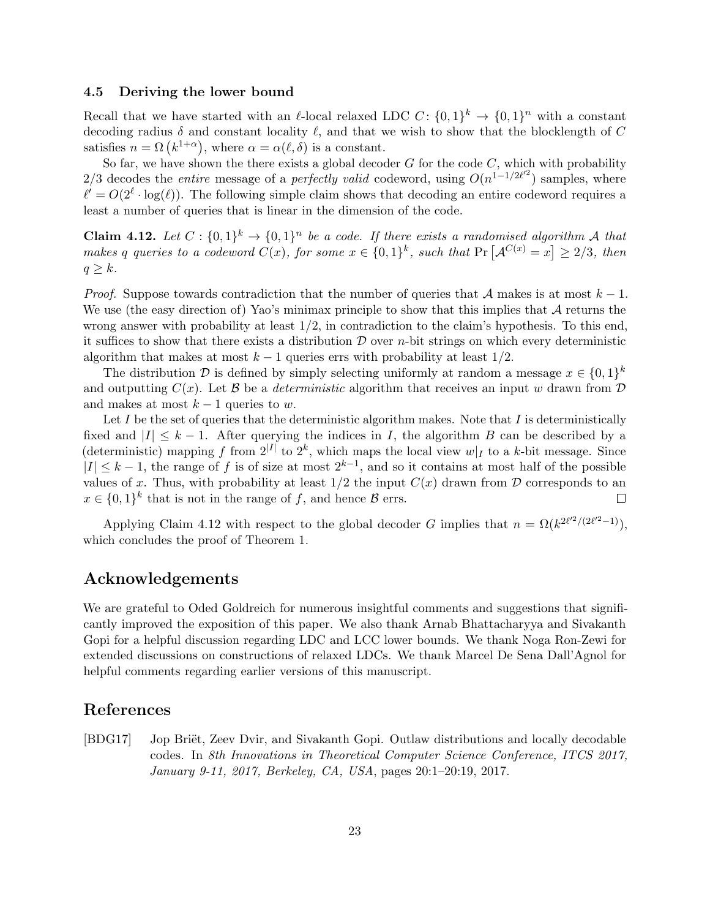### 4.5 Deriving the lower bound

Recall that we have started with an $\ell$-local relaxed LDC $C\colon \{0,1\}^k \to \{0,1\}^n$ with a constant decoding radius $\delta$ and constant locality $\ell$, and that we wish to show that the blocklength of $C$ satisfies $n = \Omega\left(k^{1+\alpha}\right)$, where $\alpha = \alpha(\ell, \delta)$ is a constant.

So far, we have shown the there exists a global decoder $G$ for the code $C$, which with probability $2/3$ decodes the *entire* message of a *perfectly valid* codeword, using $O(n^{1-1/2\ell'^2})$ samples, where $\ell' = O(2^\ell \cdot \log(\ell))$. The following simple claim shows that decoding an entire codeword requires a least a number of queries that is linear in the dimension of the code.

**Claim 4.12.** *Let $C : \{0,1\}^k \to \{0,1\}^n$ be a code. If there exists a randomised algorithm $\mathcal{A}$ that makes $q$ queries to a codeword $C(x)$, for some $x \in \{0,1\}^k$, such that $\Pr\left[\mathcal{A}^{C(x)} = x\right] \geq 2/3$, then $q \geq k$.*

*Proof.* Suppose towards contradiction that the number of queries that $\mathcal{A}$ makes is at most $k-1$. We use (the easy direction of) Yao's minimax principle to show that this implies that $\mathcal{A}$ returns the wrong answer with probability at least $1/2$, in contradiction to the claim's hypothesis. To this end, it suffices to show that there exists a distribution $\mathcal{D}$ over $n$-bit strings on which every deterministic algorithm that makes at most $k-1$ queries errs with probability at least $1/2$.

The distribution $\mathcal{D}$ is defined by simply selecting uniformly at random a message $x \in \{0,1\}^k$ and outputting $C(x)$. Let $\mathcal{B}$ be a *deterministic* algorithm that receives an input $w$ drawn from $\mathcal{D}$ and makes at most $k-1$ queries to $w$.

Let $I$ be the set of queries that the deterministic algorithm makes. Note that $I$ is deterministically fixed and $|I| \leq k-1$. After querying the indices in $I$, the algorithm $B$ can be described by a (deterministic) mapping $f$ from $2^{|I|}$ to $2^k$, which maps the local view $w|_I$ to a $k$-bit message. Since $|I| \leq k-1$, the range of $f$ is of size at most $2^{k-1}$, and so it contains at most half of the possible values of $x$. Thus, with probability at least $1/2$ the input $C(x)$ drawn from $\mathcal{D}$ corresponds to an $x \in \{0,1\}^k$ that is not in the range of $f$, and hence $\mathcal{B}$ errs. $\square$

Applying Claim 4.12 with respect to the global decoder $G$ implies that $n = \Omega(k^{2\ell'^2/(2\ell'^2-1)})$, which concludes the proof of Theorem 1.

## Acknowledgements

We are grateful to Oded Goldreich for numerous insightful comments and suggestions that significantly improved the exposition of this paper. We also thank Arnab Bhattacharyya and Sivakanth Gopi for a helpful discussion regarding LDC and LCC lower bounds. We thank Noga Ron-Zewi for extended discussions on constructions of relaxed LDCs. We thank Marcel De Sena Dall'Agnol for helpful comments regarding earlier versions of this manuscript.

## References

[BDG17] Jop Briët, Zeev Dvir, and Sivakanth Gopi. Outlaw distributions and locally decodable codes. In *8th Innovations in Theoretical Computer Science Conference, ITCS 2017, January 9-11, 2017, Berkeley, CA, USA*, pages 20:1–20:19, 2017.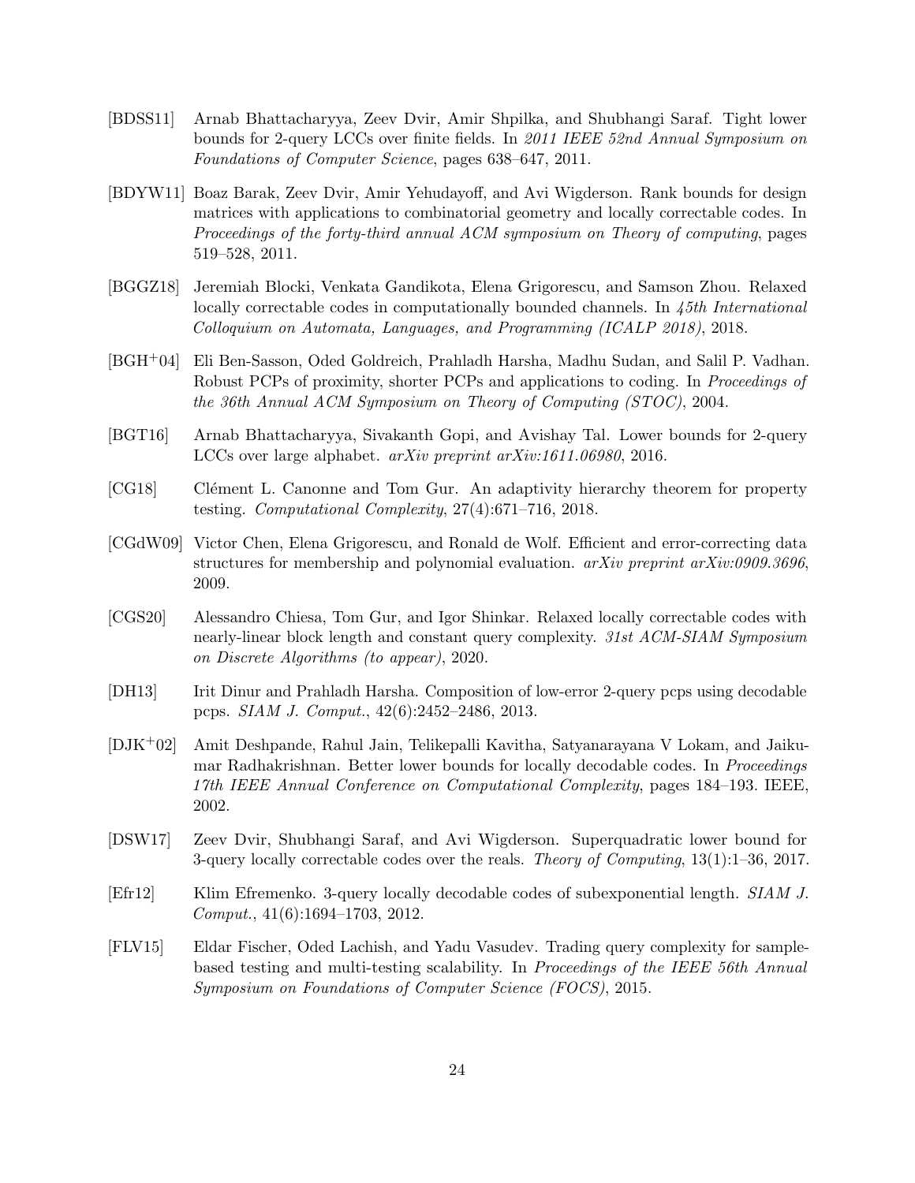[BDSS11] Arnab Bhattacharyya, Zeev Dvir, Amir Shpilka, and Shubhangi Saraf. Tight lower bounds for 2-query LCCs over finite fields. In *2011 IEEE 52nd Annual Symposium on Foundations of Computer Science*, pages 638–647, 2011.

[BDYW11] Boaz Barak, Zeev Dvir, Amir Yehudayoff, and Avi Wigderson. Rank bounds for design matrices with applications to combinatorial geometry and locally correctable codes. In *Proceedings of the forty-third annual ACM symposium on Theory of computing*, pages 519–528, 2011.

[BGGZ18] Jeremiah Blocki, Venkata Gandikota, Elena Grigorescu, and Samson Zhou. Relaxed locally correctable codes in computationally bounded channels. In *45th International Colloquium on Automata, Languages, and Programming (ICALP 2018)*, 2018.

[BGH+04] Eli Ben-Sasson, Oded Goldreich, Prahladh Harsha, Madhu Sudan, and Salil P. Vadhan. Robust PCPs of proximity, shorter PCPs and applications to coding. In *Proceedings of the 36th Annual ACM Symposium on Theory of Computing (STOC)*, 2004.

[BGT16] Arnab Bhattacharyya, Sivakanth Gopi, and Avishay Tal. Lower bounds for 2-query LCCs over large alphabet. *arXiv preprint arXiv:1611.06980*, 2016.

[CG18] Clément L. Canonne and Tom Gur. An adaptivity hierarchy theorem for property testing. *Computational Complexity*, 27(4):671–716, 2018.

[CGdW09] Victor Chen, Elena Grigorescu, and Ronald de Wolf. Efficient and error-correcting data structures for membership and polynomial evaluation. *arXiv preprint arXiv:0909.3696*, 2009.

[CGS20] Alessandro Chiesa, Tom Gur, and Igor Shinkar. Relaxed locally correctable codes with nearly-linear block length and constant query complexity. *31st ACM-SIAM Symposium on Discrete Algorithms (to appear)*, 2020.

[DH13] Irit Dinur and Prahladh Harsha. Composition of low-error 2-query pcps using decodable pcps. *SIAM J. Comput.*, 42(6):2452–2486, 2013.

[DJK+02] Amit Deshpande, Rahul Jain, Telikepalli Kavitha, Satyanarayana V Lokam, and Jaikumar Radhakrishnan. Better lower bounds for locally decodable codes. In *Proceedings 17th IEEE Annual Conference on Computational Complexity*, pages 184–193. IEEE, 2002.

[DSW17] Zeev Dvir, Shubhangi Saraf, and Avi Wigderson. Superquadratic lower bound for 3-query locally correctable codes over the reals. *Theory of Computing*, 13(1):1–36, 2017.

[Efr12] Klim Efremenko. 3-query locally decodable codes of subexponential length. *SIAM J. Comput.*, 41(6):1694–1703, 2012.

[FLV15] Eldar Fischer, Oded Lachish, and Yadu Vasudev. Trading query complexity for sample-based testing and multi-testing scalability. In *Proceedings of the IEEE 56th Annual Symposium on Foundations of Computer Science (FOCS)*, 2015.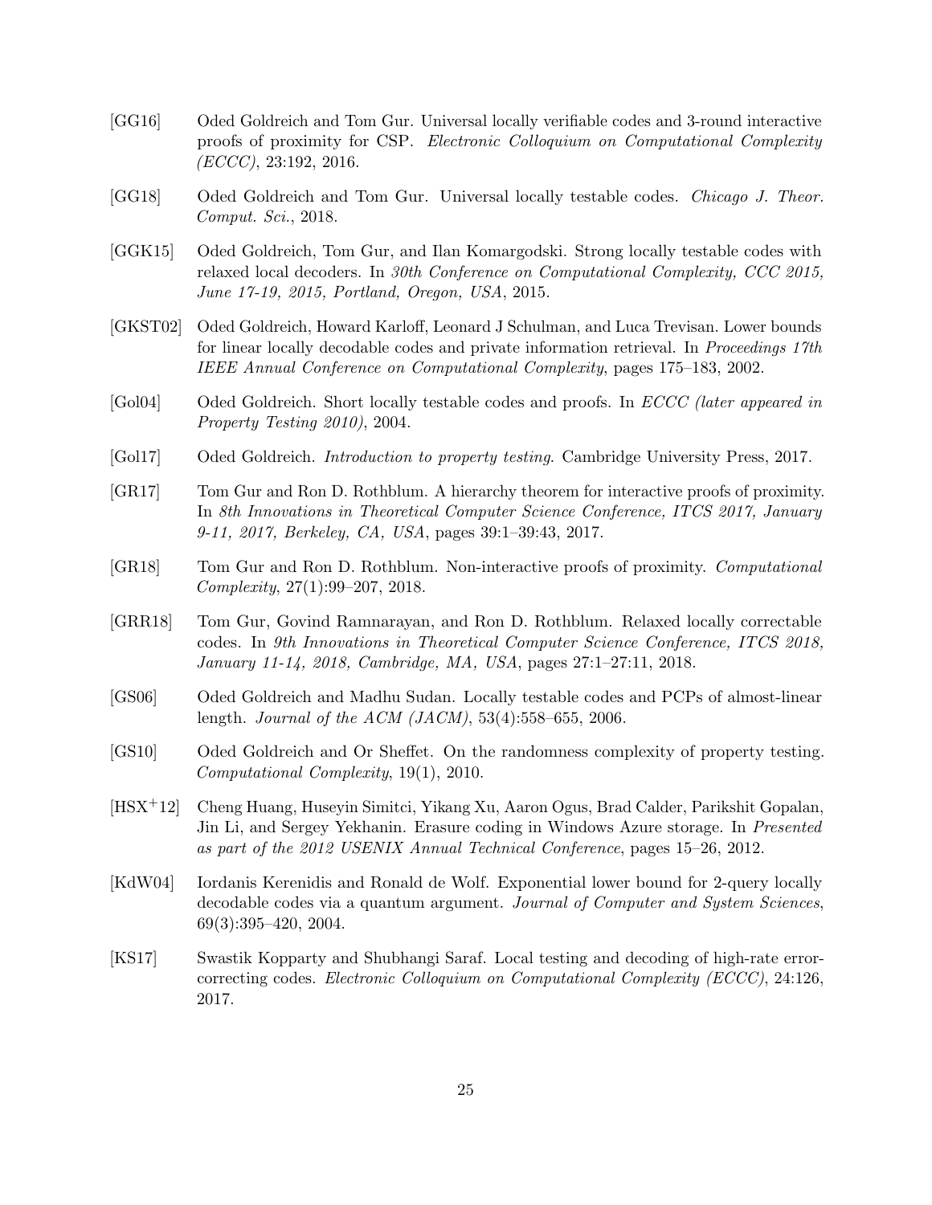[GG16] Oded Goldreich and Tom Gur. Universal locally verifiable codes and 3-round interactive proofs of proximity for CSP. *Electronic Colloquium on Computational Complexity (ECCC)*, 23:192, 2016.

[GG18] Oded Goldreich and Tom Gur. Universal locally testable codes. *Chicago J. Theor. Comput. Sci.*, 2018.

[GGK15] Oded Goldreich, Tom Gur, and Ilan Komargodski. Strong locally testable codes with relaxed local decoders. In *30th Conference on Computational Complexity, CCC 2015, June 17-19, 2015, Portland, Oregon, USA*, 2015.

[GKST02] Oded Goldreich, Howard Karloff, Leonard J Schulman, and Luca Trevisan. Lower bounds for linear locally decodable codes and private information retrieval. In *Proceedings 17th IEEE Annual Conference on Computational Complexity*, pages 175–183, 2002.

[Gol04] Oded Goldreich. Short locally testable codes and proofs. In *ECCC (later appeared in Property Testing 2010)*, 2004.

[Gol17] Oded Goldreich. *Introduction to property testing*. Cambridge University Press, 2017.

[GR17] Tom Gur and Ron D. Rothblum. A hierarchy theorem for interactive proofs of proximity. In *8th Innovations in Theoretical Computer Science Conference, ITCS 2017, January 9-11, 2017, Berkeley, CA, USA*, pages 39:1–39:43, 2017.

[GR18] Tom Gur and Ron D. Rothblum. Non-interactive proofs of proximity. *Computational Complexity*, 27(1):99–207, 2018.

[GRR18] Tom Gur, Govind Ramnarayan, and Ron D. Rothblum. Relaxed locally correctable codes. In *9th Innovations in Theoretical Computer Science Conference, ITCS 2018, January 11-14, 2018, Cambridge, MA, USA*, pages 27:1–27:11, 2018.

[GS06] Oded Goldreich and Madhu Sudan. Locally testable codes and PCPs of almost-linear length. *Journal of the ACM (JACM)*, 53(4):558–655, 2006.

[GS10] Oded Goldreich and Or Sheffet. On the randomness complexity of property testing. *Computational Complexity*, 19(1), 2010.

[HSX+12] Cheng Huang, Huseyin Simitci, Yikang Xu, Aaron Ogus, Brad Calder, Parikshit Gopalan, Jin Li, and Sergey Yekhanin. Erasure coding in Windows Azure storage. In *Presented as part of the 2012 USENIX Annual Technical Conference*, pages 15–26, 2012.

[KdW04] Iordanis Kerenidis and Ronald de Wolf. Exponential lower bound for 2-query locally decodable codes via a quantum argument. *Journal of Computer and System Sciences*, 69(3):395–420, 2004.

[KS17] Swastik Kopparty and Shubhangi Saraf. Local testing and decoding of high-rate error-correcting codes. *Electronic Colloquium on Computational Complexity (ECCC)*, 24:126, 2017.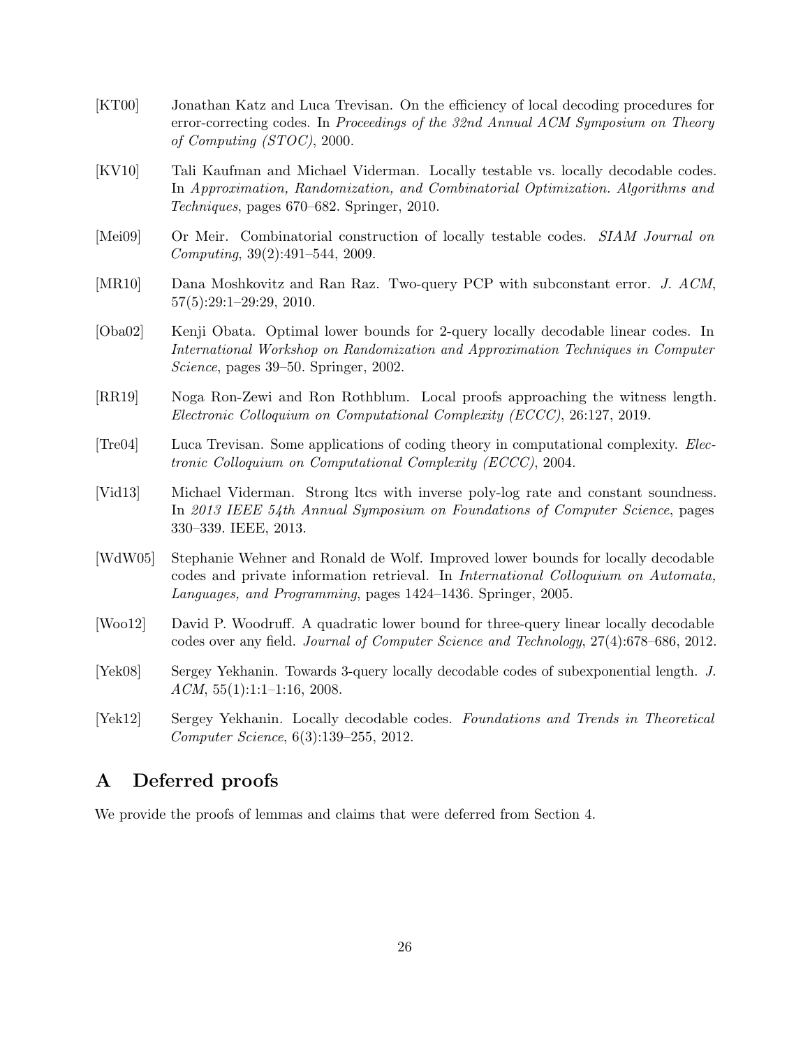[KT00] Jonathan Katz and Luca Trevisan. On the efficiency of local decoding procedures for error-correcting codes. In *Proceedings of the 32nd Annual ACM Symposium on Theory of Computing (STOC)*, 2000.

[KV10] Tali Kaufman and Michael Viderman. Locally testable vs. locally decodable codes. In *Approximation, Randomization, and Combinatorial Optimization. Algorithms and Techniques*, pages 670–682. Springer, 2010.

[Mei09] Or Meir. Combinatorial construction of locally testable codes. *SIAM Journal on Computing*, 39(2):491–544, 2009.

[MR10] Dana Moshkovitz and Ran Raz. Two-query PCP with subconstant error. *J. ACM*, 57(5):29:1–29:29, 2010.

[Oba02] Kenji Obata. Optimal lower bounds for 2-query locally decodable linear codes. In *International Workshop on Randomization and Approximation Techniques in Computer Science*, pages 39–50. Springer, 2002.

[RR19] Noga Ron-Zewi and Ron Rothblum. Local proofs approaching the witness length. *Electronic Colloquium on Computational Complexity (ECCC)*, 26:127, 2019.

[Tre04] Luca Trevisan. Some applications of coding theory in computational complexity. *Electronic Colloquium on Computational Complexity (ECCC)*, 2004.

[Vid13] Michael Viderman. Strong ltcs with inverse poly-log rate and constant soundness. In *2013 IEEE 54th Annual Symposium on Foundations of Computer Science*, pages 330–339. IEEE, 2013.

[WdW05] Stephanie Wehner and Ronald de Wolf. Improved lower bounds for locally decodable codes and private information retrieval. In *International Colloquium on Automata, Languages, and Programming*, pages 1424–1436. Springer, 2005.

[Woo12] David P. Woodruff. A quadratic lower bound for three-query linear locally decodable codes over any field. *Journal of Computer Science and Technology*, 27(4):678–686, 2012.

[Yek08] Sergey Yekhanin. Towards 3-query locally decodable codes of subexponential length. *J. ACM*, 55(1):1:1–1:16, 2008.

[Yek12] Sergey Yekhanin. Locally decodable codes. *Foundations and Trends in Theoretical Computer Science*, 6(3):139–255, 2012.

# A Deferred proofs

We provide the proofs of lemmas and claims that were deferred from Section 4.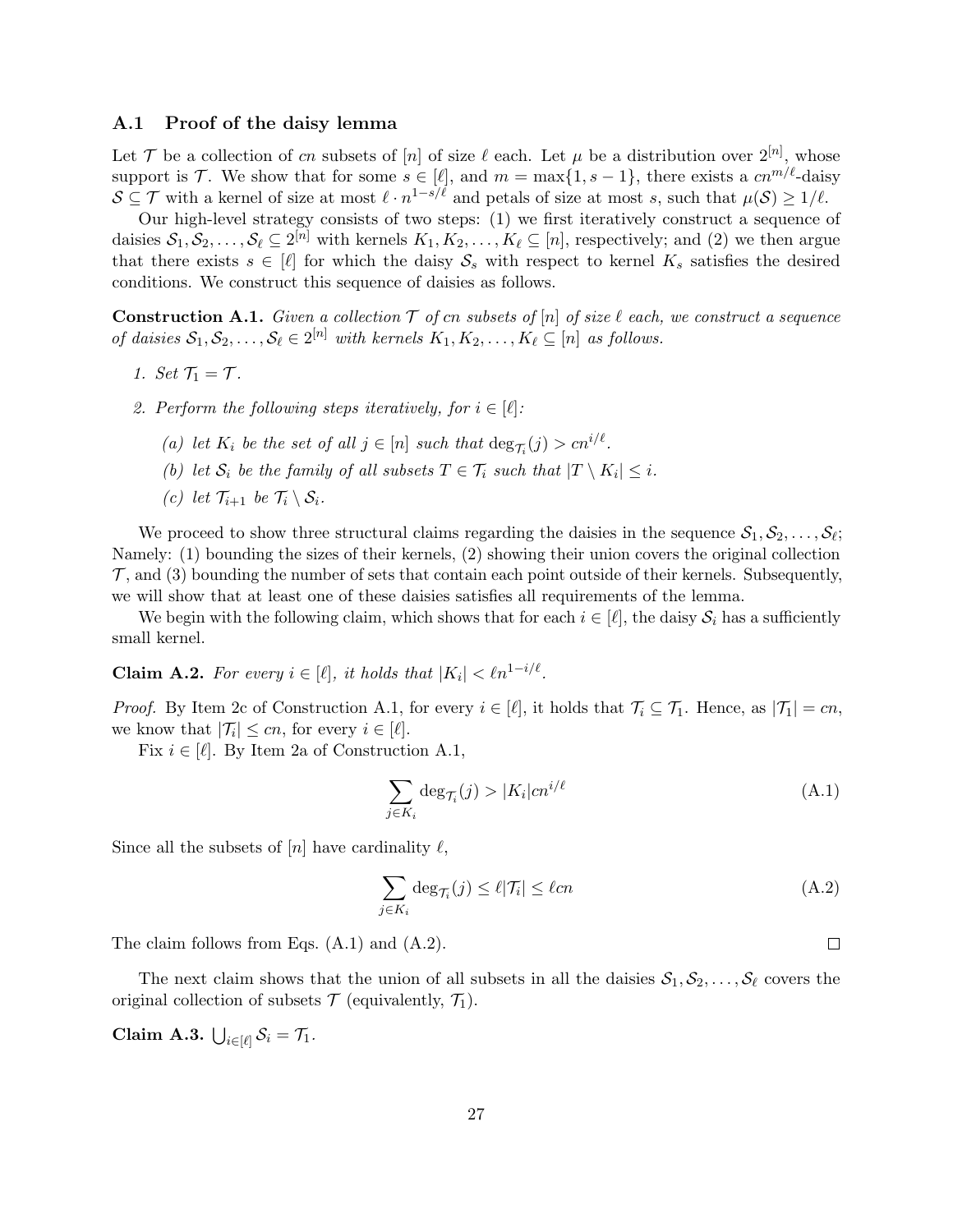### A.1 Proof of the daisy lemma

Let $\mathcal{T}$ be a collection of $cn$ subsets of $[n]$ of size $\ell$ each. Let $\mu$ be a distribution over $2^{[n]}$, whose support is $\mathcal{T}$. We show that for some $s \in [\ell]$, and $m = \max\{1, s-1\}$, there exists a $cn^{m/\ell}$-daisy $\mathcal{S} \subseteq \mathcal{T}$ with a kernel of size at most $\ell \cdot n^{1-s/\ell}$ and petals of size at most $s$, such that $\mu(\mathcal{S}) \geq 1/\ell$.

Our high-level strategy consists of two steps: (1) we first iteratively construct a sequence of daisies $\mathcal{S}_1, \mathcal{S}_2, \ldots, \mathcal{S}_\ell \subseteq 2^{[n]}$ with kernels $K_1, K_2, \ldots, K_\ell \subseteq [n]$, respectively; and (2) we then argue that there exists $s \in [\ell]$ for which the daisy $\mathcal{S}_s$ with respect to kernel $K_s$ satisfies the desired conditions. We construct this sequence of daisies as follows.

**Construction A.1.** *Given a collection $\mathcal{T}$ of $cn$ subsets of $[n]$ of size $\ell$ each, we construct a sequence of daisies $\mathcal{S}_1, \mathcal{S}_2, \ldots, \mathcal{S}_\ell \in 2^{[n]}$ with kernels $K_1, K_2, \ldots, K_\ell \subseteq [n]$ as follows.*

1. *Set $\mathcal{T}_1 = \mathcal{T}$.*
2. *Perform the following steps iteratively, for $i \in [\ell]$:*
   - (a) *let $K_i$ be the set of all $j \in [n]$ such that $\deg_{\mathcal{T}_i}(j) > cn^{i/\ell}$.*
   - (b) *let $\mathcal{S}_i$ be the family of all subsets $T \in \mathcal{T}_i$ such that $|T \setminus K_i| \leq i$.*
   - (c) *let $\mathcal{T}_{i+1}$ be $\mathcal{T}_i \setminus \mathcal{S}_i$.*

We proceed to show three structural claims regarding the daisies in the sequence $\mathcal{S}_1, \mathcal{S}_2, \ldots, \mathcal{S}_\ell$; Namely: (1) bounding the sizes of their kernels, (2) showing their union covers the original collection $\mathcal{T}$, and (3) bounding the number of sets that contain each point outside of their kernels. Subsequently, we will show that at least one of these daisies satisfies all requirements of the lemma.

We begin with the following claim, which shows that for each $i \in [\ell]$, the daisy $\mathcal{S}_i$ has a sufficiently small kernel.

**Claim A.2.** *For every $i \in [\ell]$, it holds that $|K_i| < \ell n^{1-i/\ell}$.*

*Proof.* By Item 2c of Construction A.1, for every $i \in [\ell]$, it holds that $\mathcal{T}_i \subseteq \mathcal{T}_1$. Hence, as $|\mathcal{T}_1| = cn$, we know that $|\mathcal{T}_i| \leq cn$, for every $i \in [\ell]$.

Fix $i \in [\ell]$. By Item 2a of Construction A.1,

$$\sum_{j \in K_i} \deg_{\mathcal{T}_i}(j) > |K_i| cn^{i/\ell} \tag{A.1}$$

Since all the subsets of $[n]$ have cardinality $\ell$,

$$\sum_{j \in K_i} \deg_{\mathcal{T}_i}(j) \leq \ell |\mathcal{T}_i| \leq \ell cn \tag{A.2}$$

The claim follows from Eqs. (A.1) and (A.2). $\square$

The next claim shows that the union of all subsets in all the daisies $\mathcal{S}_1, \mathcal{S}_2, \ldots, \mathcal{S}_\ell$ covers the original collection of subsets $\mathcal{T}$ (equivalently, $\mathcal{T}_1$).

**Claim A.3.** $\bigcup_{i \in [\ell]} \mathcal{S}_i = \mathcal{T}_1$.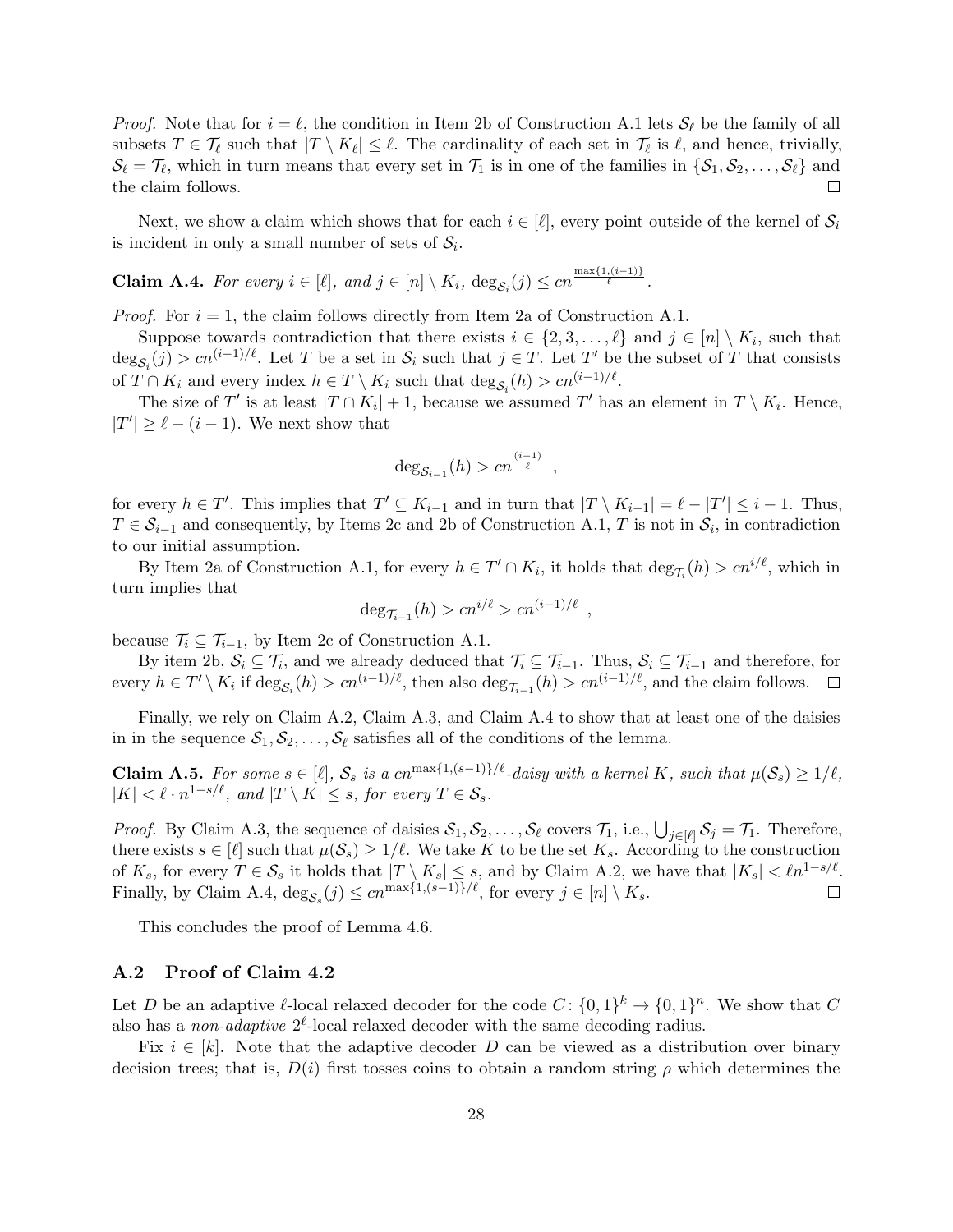*Proof.* Note that for $i = \ell$, the condition in Item 2b of Construction A.1 lets $\mathcal{S}_\ell$ be the family of all subsets $T \in \mathcal{T}_\ell$ such that $|T \setminus K_\ell| \leq \ell$. The cardinality of each set in $\mathcal{T}_\ell$ is $\ell$, and hence, trivially, $\mathcal{S}_\ell = \mathcal{T}_\ell$, which in turn means that every set in $\mathcal{T}_1$ is in one of the families in $\{\mathcal{S}_1, \mathcal{S}_2, \ldots, \mathcal{S}_\ell\}$ and the claim follows. □

Next, we show a claim which shows that for each $i \in [\ell]$, every point outside of the kernel of $\mathcal{S}_i$ is incident in only a small number of sets of $\mathcal{S}_i$.

**Claim A.4.** *For every $i \in [\ell]$, and $j \in [n] \setminus K_i$, $\deg_{\mathcal{S}_i}(j) \leq cn^{\frac{\max\{1,(i-1)\}}{\ell}}$.*

*Proof.* For $i = 1$, the claim follows directly from Item 2a of Construction A.1.

Suppose towards contradiction that there exists $i \in \{2, 3, \ldots, \ell\}$ and $j \in [n] \setminus K_i$, such that $\deg_{\mathcal{S}_i}(j) > cn^{(i-1)/\ell}$. Let $T$ be a set in $\mathcal{S}_i$ such that $j \in T$. Let $T'$ be the subset of $T$ that consists of $T \cap K_i$ and every index $h \in T \setminus K_i$ such that $\deg_{\mathcal{S}_i}(h) > cn^{(i-1)/\ell}$.

The size of $T'$ is at least $|T \cap K_i| + 1$, because we assumed $T'$ has an element in $T \setminus K_i$. Hence, $|T'| \geq \ell - (i-1)$. We next show that

$$\deg_{\mathcal{S}_{i-1}}(h) > cn^{\frac{(i-1)}{\ell}} \quad ,$$

for every $h \in T'$. This implies that $T' \subseteq K_{i-1}$ and in turn that $|T \setminus K_{i-1}| = \ell - |T'| \leq i - 1$. Thus, $T \in \mathcal{S}_{i-1}$ and consequently, by Items 2c and 2b of Construction A.1, $T$ is not in $\mathcal{S}_i$, in contradiction to our initial assumption.

By Item 2a of Construction A.1, for every $h \in T' \cap K_i$, it holds that $\deg_{\mathcal{T}_i}(h) > cn^{i/\ell}$, which in turn implies that

$$\deg_{\mathcal{T}_{i-1}}(h) > cn^{i/\ell} > cn^{(i-1)/\ell} \quad ,$$

because $\mathcal{T}_i \subseteq \mathcal{T}_{i-1}$, by Item 2c of Construction A.1.

By item 2b, $\mathcal{S}_i \subseteq \mathcal{T}_i$, and we already deduced that $\mathcal{T}_i \subseteq \mathcal{T}_{i-1}$. Thus, $\mathcal{S}_i \subseteq \mathcal{T}_{i-1}$ and therefore, for every $h \in T' \setminus K_i$ if $\deg_{\mathcal{S}_i}(h) > cn^{(i-1)/\ell}$, then also $\deg_{\mathcal{T}_{i-1}}(h) > cn^{(i-1)/\ell}$, and the claim follows. □

Finally, we rely on Claim A.2, Claim A.3, and Claim A.4 to show that at least one of the daisies in in the sequence $\mathcal{S}_1, \mathcal{S}_2, \ldots, \mathcal{S}_\ell$ satisfies all of the conditions of the lemma.

**Claim A.5.** *For some $s \in [\ell]$, $\mathcal{S}_s$ is a $cn^{\max\{1,(s-1)\}/\ell}$-daisy with a kernel $K$, such that $\mu(\mathcal{S}_s) \geq 1/\ell$, $|K| < \ell \cdot n^{1-s/\ell}$, and $|T \setminus K| \leq s$, for every $T \in \mathcal{S}_s$.*

*Proof.* By Claim A.3, the sequence of daisies $\mathcal{S}_1, \mathcal{S}_2, \ldots, \mathcal{S}_\ell$ covers $\mathcal{T}_1$, i.e., $\bigcup_{j \in [\ell]} \mathcal{S}_j = \mathcal{T}_1$. Therefore, there exists $s \in [\ell]$ such that $\mu(\mathcal{S}_s) \geq 1/\ell$. We take $K$ to be the set $K_s$. According to the construction of $K_s$, for every $T \in \mathcal{S}_s$ it holds that $|T \setminus K_s| \leq s$, and by Claim A.2, we have that $|K_s| < \ell n^{1-s/\ell}$. Finally, by Claim A.4, $\deg_{\mathcal{S}_s}(j) \leq cn^{\max\{1,(s-1)\}/\ell}$, for every $j \in [n] \setminus K_s$. □

This concludes the proof of Lemma 4.6.

### A.2 Proof of Claim 4.2

Let $D$ be an adaptive $\ell$-local relaxed decoder for the code $C \colon \{0,1\}^k \to \{0,1\}^n$. We show that $C$ also has a *non-adaptive* $2^\ell$-local relaxed decoder with the same decoding radius.

Fix $i \in [k]$. Note that the adaptive decoder $D$ can be viewed as a distribution over binary decision trees; that is, $D(i)$ first tosses coins to obtain a random string $\rho$ which determines the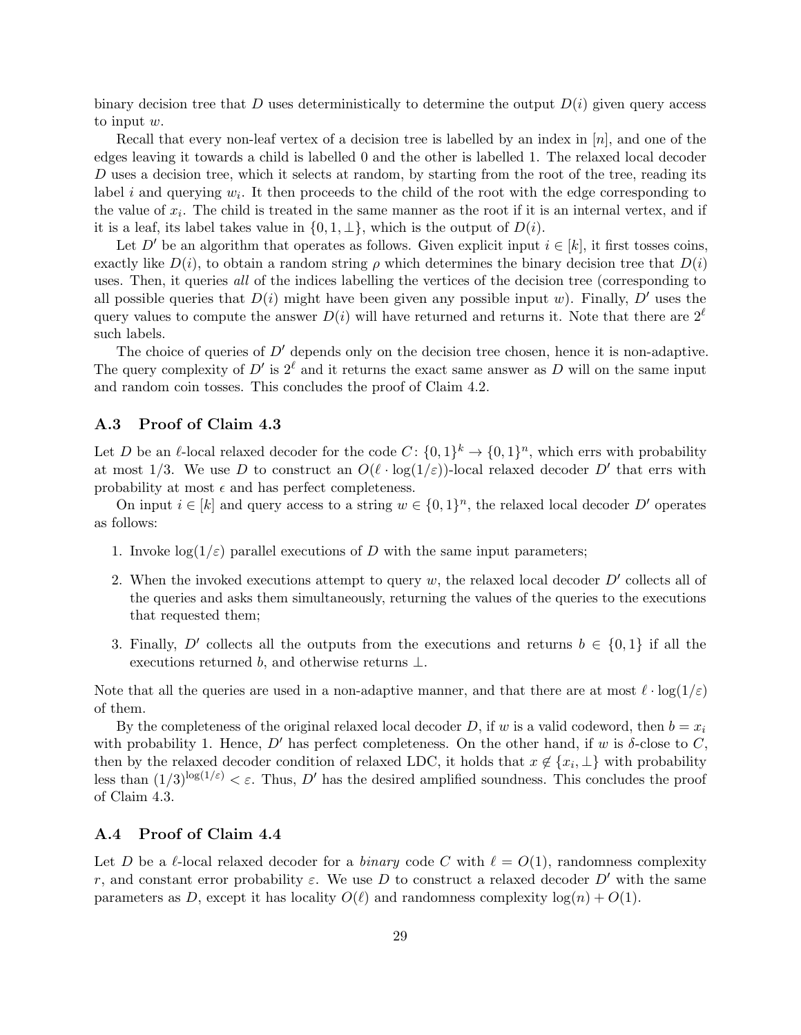binary decision tree that $D$ uses deterministically to determine the output $D(i)$ given query access to input $w$.

Recall that every non-leaf vertex of a decision tree is labelled by an index in $[n]$, and one of the edges leaving it towards a child is labelled 0 and the other is labelled 1. The relaxed local decoder $D$ uses a decision tree, which it selects at random, by starting from the root of the tree, reading its label $i$ and querying $w_i$. It then proceeds to the child of the root with the edge corresponding to the value of $x_i$. The child is treated in the same manner as the root if it is an internal vertex, and if it is a leaf, its label takes value in $\{0, 1, \perp\}$, which is the output of $D(i)$.

Let $D'$ be an algorithm that operates as follows. Given explicit input $i \in [k]$, it first tosses coins, exactly like $D(i)$, to obtain a random string $\rho$ which determines the binary decision tree that $D(i)$ uses. Then, it queries *all* of the indices labelling the vertices of the decision tree (corresponding to all possible queries that $D(i)$ might have been given any possible input $w$). Finally, $D'$ uses the query values to compute the answer $D(i)$ will have returned and returns it. Note that there are $2^\ell$ such labels.

The choice of queries of $D'$ depends only on the decision tree chosen, hence it is non-adaptive. The query complexity of $D'$ is $2^\ell$ and it returns the exact same answer as $D$ will on the same input and random coin tosses. This concludes the proof of Claim 4.2.

## A.3 Proof of Claim 4.3

Let $D$ be an $\ell$-local relaxed decoder for the code $C\colon \{0,1\}^k \to \{0,1\}^n$, which errs with probability at most 1/3. We use $D$ to construct an $O(\ell \cdot \log(1/\varepsilon))$-local relaxed decoder $D'$ that errs with probability at most $\epsilon$ and has perfect completeness.

On input $i \in [k]$ and query access to a string $w \in \{0,1\}^n$, the relaxed local decoder $D'$ operates as follows:

1. Invoke $\log(1/\varepsilon)$ parallel executions of $D$ with the same input parameters;
2. When the invoked executions attempt to query $w$, the relaxed local decoder $D'$ collects all of the queries and asks them simultaneously, returning the values of the queries to the executions that requested them;
3. Finally, $D'$ collects all the outputs from the executions and returns $b \in \{0,1\}$ if all the executions returned $b$, and otherwise returns $\perp$.

Note that all the queries are used in a non-adaptive manner, and that there are at most $\ell \cdot \log(1/\varepsilon)$ of them.

By the completeness of the original relaxed local decoder $D$, if $w$ is a valid codeword, then $b = x_i$ with probability 1. Hence, $D'$ has perfect completeness. On the other hand, if $w$ is $\delta$-close to $C$, then by the relaxed decoder condition of relaxed LDC, it holds that $x \notin \{x_i, \perp\}$ with probability less than $(1/3)^{\log(1/\varepsilon)} < \varepsilon$. Thus, $D'$ has the desired amplified soundness. This concludes the proof of Claim 4.3.

## A.4 Proof of Claim 4.4

Let $D$ be a $\ell$-local relaxed decoder for a *binary* code $C$ with $\ell = O(1)$, randomness complexity $r$, and constant error probability $\varepsilon$. We use $D$ to construct a relaxed decoder $D'$ with the same parameters as $D$, except it has locality $O(\ell)$ and randomness complexity $\log(n) + O(1)$.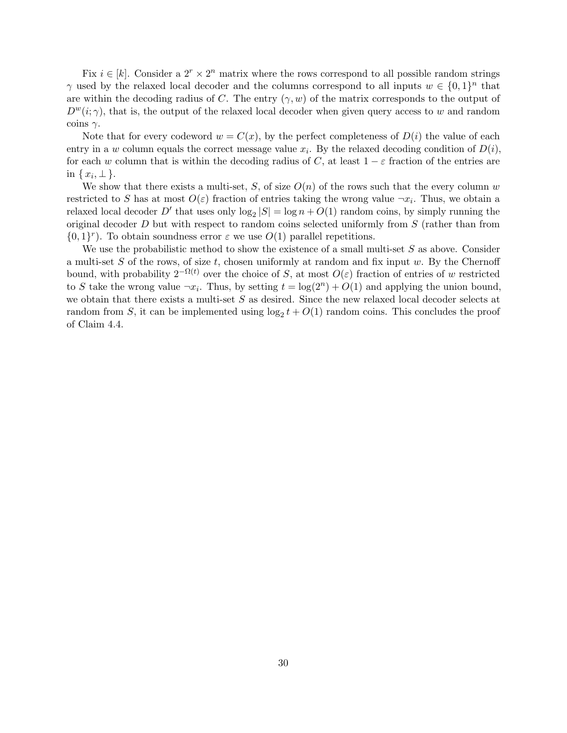Fix $i \in [k]$. Consider a $2^r \times 2^n$ matrix where the rows correspond to all possible random strings $\gamma$ used by the relaxed local decoder and the columns correspond to all inputs $w \in \{0,1\}^n$ that are within the decoding radius of $C$. The entry $(\gamma, w)$ of the matrix corresponds to the output of $D^w(i;\gamma)$, that is, the output of the relaxed local decoder when given query access to $w$ and random coins $\gamma$.

Note that for every codeword $w = C(x)$, by the perfect completeness of $D(i)$ the value of each entry in a $w$ column equals the correct message value $x_i$. By the relaxed decoding condition of $D(i)$, for each $w$ column that is within the decoding radius of $C$, at least $1 - \varepsilon$ fraction of the entries are in $\{ x_i, \perp \}$.

We show that there exists a multi-set, $S$, of size $O(n)$ of the rows such that the every column $w$ restricted to $S$ has at most $O(\varepsilon)$ fraction of entries taking the wrong value $\neg x_i$. Thus, we obtain a relaxed local decoder $D'$ that uses only $\log_2 |S| = \log n + O(1)$ random coins, by simply running the original decoder $D$ but with respect to random coins selected uniformly from $S$ (rather than from $\{0,1\}^r$). To obtain soundness error $\varepsilon$ we use $O(1)$ parallel repetitions.

We use the probabilistic method to show the existence of a small multi-set $S$ as above. Consider a multi-set $S$ of the rows, of size $t$, chosen uniformly at random and fix input $w$. By the Chernoff bound, with probability $2^{-\Omega(t)}$ over the choice of $S$, at most $O(\varepsilon)$ fraction of entries of $w$ restricted to $S$ take the wrong value $\neg x_i$. Thus, by setting $t = \log(2^n) + O(1)$ and applying the union bound, we obtain that there exists a multi-set $S$ as desired. Since the new relaxed local decoder selects at random from $S$, it can be implemented using $\log_2 t + O(1)$ random coins. This concludes the proof of Claim 4.4.